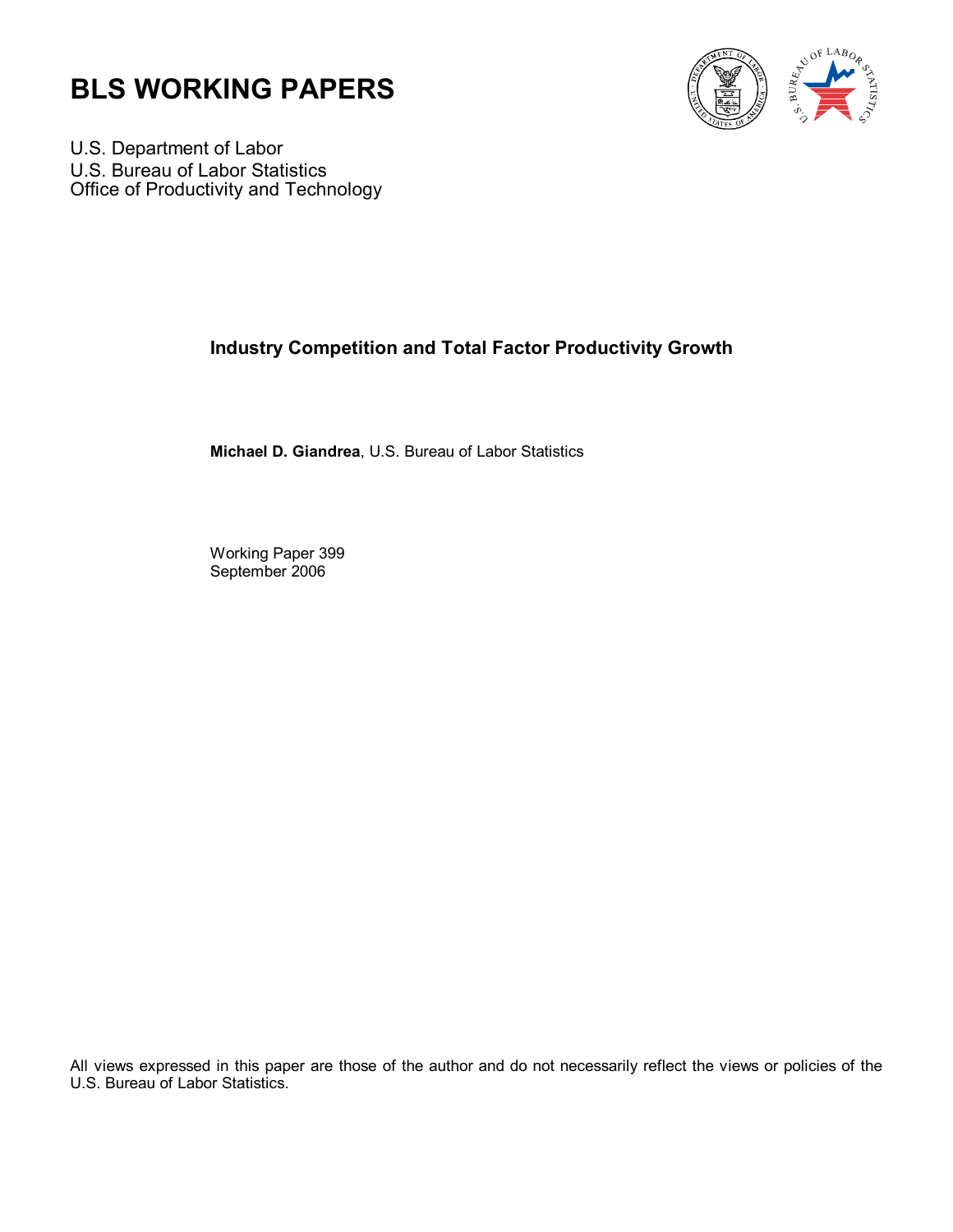# BLS WORKING PAPERS

U.S. Department of Labor
U.S. Bureau of Labor Statistics
Office of Productivity and Technology

## Industry Competition and Total Factor Productivity Growth

**Michael D. Giandrea**, U.S. Bureau of Labor Statistics

Working Paper 399
September 2006

All views expressed in this paper are those of the author and do not necessarily reflect the views or policies of the U.S. Bureau of Labor Statistics.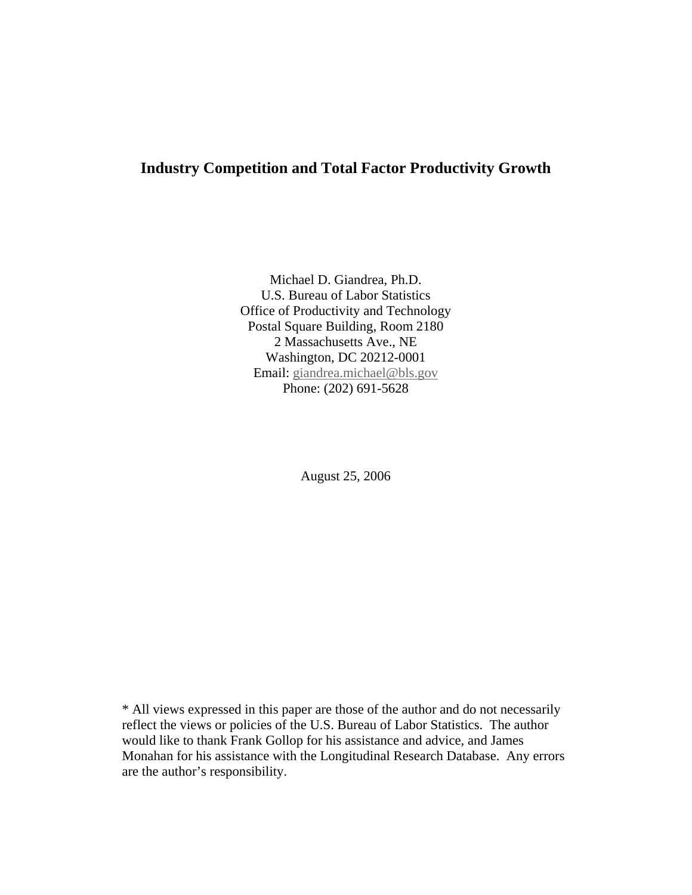# Industry Competition and Total Factor Productivity Growth

Michael D. Giandrea, Ph.D.
U.S. Bureau of Labor Statistics
Office of Productivity and Technology
Postal Square Building, Room 2180
2 Massachusetts Ave., NE
Washington, DC 20212-0001
Email: giandrea.michael@bls.gov
Phone: (202) 691-5628

August 25, 2006

\* All views expressed in this paper are those of the author and do not necessarily reflect the views or policies of the U.S. Bureau of Labor Statistics. The author would like to thank Frank Gollop for his assistance and advice, and James Monahan for his assistance with the Longitudinal Research Database. Any errors are the author's responsibility.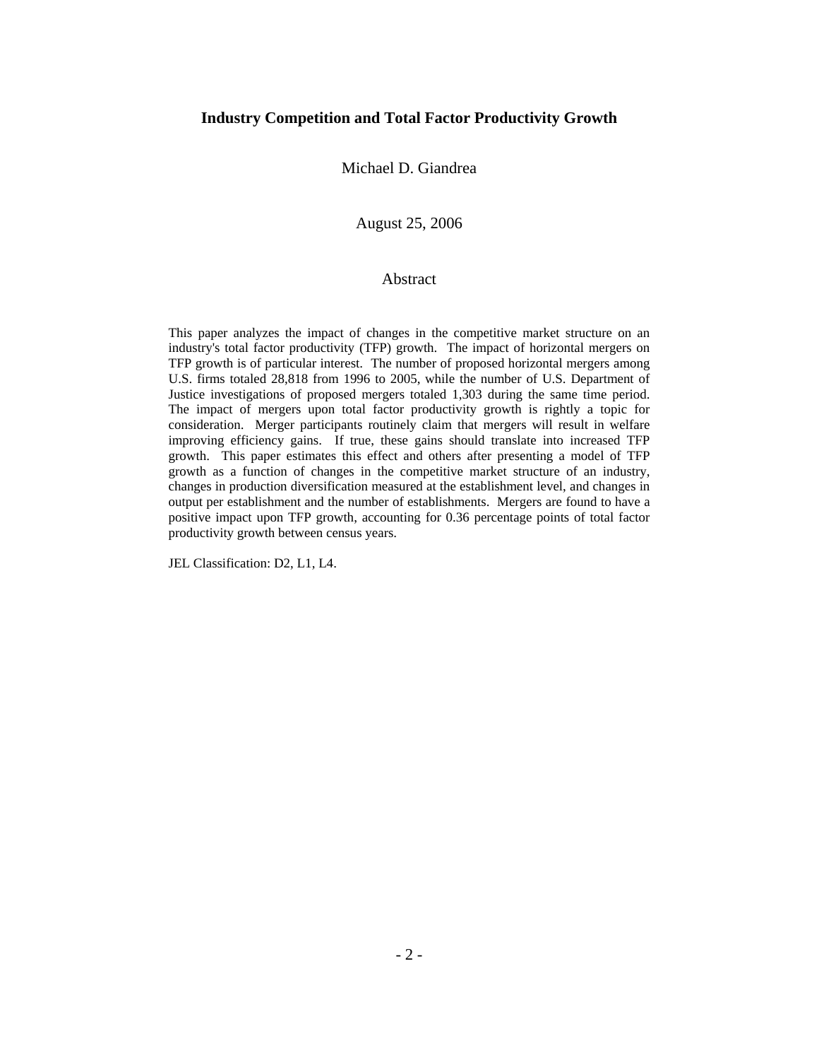# Industry Competition and Total Factor Productivity Growth

Michael D. Giandrea

August 25, 2006

## Abstract

This paper analyzes the impact of changes in the competitive market structure on an industry's total factor productivity (TFP) growth. The impact of horizontal mergers on TFP growth is of particular interest. The number of proposed horizontal mergers among U.S. firms totaled 28,818 from 1996 to 2005, while the number of U.S. Department of Justice investigations of proposed mergers totaled 1,303 during the same time period. The impact of mergers upon total factor productivity growth is rightly a topic for consideration. Merger participants routinely claim that mergers will result in welfare improving efficiency gains. If true, these gains should translate into increased TFP growth. This paper estimates this effect and others after presenting a model of TFP growth as a function of changes in the competitive market structure of an industry, changes in production diversification measured at the establishment level, and changes in output per establishment and the number of establishments. Mergers are found to have a positive impact upon TFP growth, accounting for 0.36 percentage points of total factor productivity growth between census years.

JEL Classification: D2, L1, L4.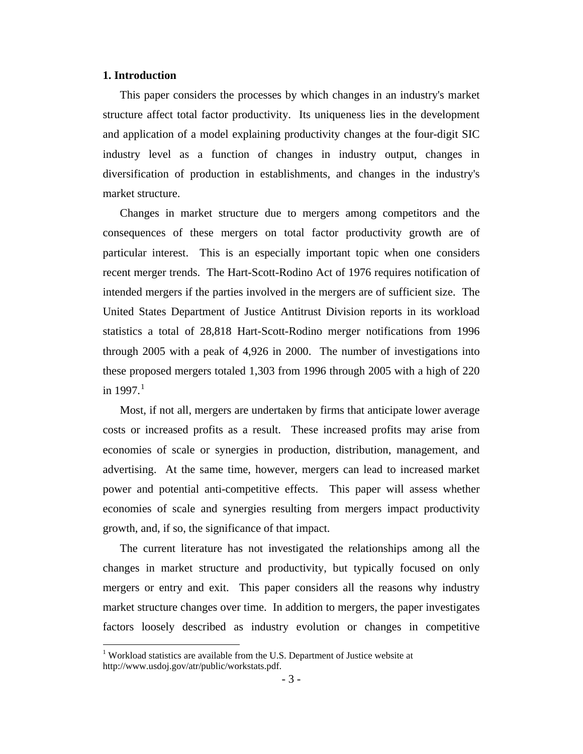## 1. Introduction

This paper considers the processes by which changes in an industry's market structure affect total factor productivity. Its uniqueness lies in the development and application of a model explaining productivity changes at the four-digit SIC industry level as a function of changes in industry output, changes in diversification of production in establishments, and changes in the industry's market structure.

Changes in market structure due to mergers among competitors and the consequences of these mergers on total factor productivity growth are of particular interest. This is an especially important topic when one considers recent merger trends. The Hart-Scott-Rodino Act of 1976 requires notification of intended mergers if the parties involved in the mergers are of sufficient size. The United States Department of Justice Antitrust Division reports in its workload statistics a total of 28,818 Hart-Scott-Rodino merger notifications from 1996 through 2005 with a peak of 4,926 in 2000. The number of investigations into these proposed mergers totaled 1,303 from 1996 through 2005 with a high of 220 in 1997.[1]

Most, if not all, mergers are undertaken by firms that anticipate lower average costs or increased profits as a result. These increased profits may arise from economies of scale or synergies in production, distribution, management, and advertising. At the same time, however, mergers can lead to increased market power and potential anti-competitive effects. This paper will assess whether economies of scale and synergies resulting from mergers impact productivity growth, and, if so, the significance of that impact.

The current literature has not investigated the relationships among all the changes in market structure and productivity, but typically focused on only mergers or entry and exit. This paper considers all the reasons why industry market structure changes over time. In addition to mergers, the paper investigates factors loosely described as industry evolution or changes in competitive

[1] Workload statistics are available from the U.S. Department of Justice website at http://www.usdoj.gov/atr/public/workstats.pdf.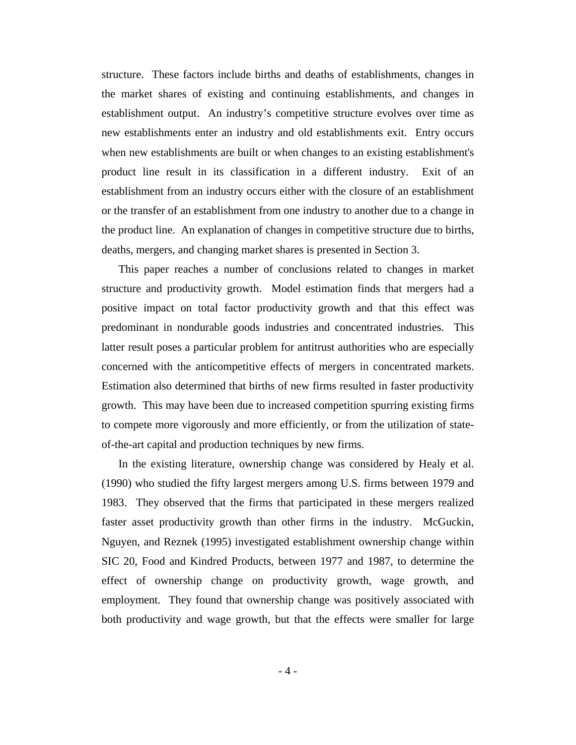structure. These factors include births and deaths of establishments, changes in the market shares of existing and continuing establishments, and changes in establishment output. An industry's competitive structure evolves over time as new establishments enter an industry and old establishments exit. Entry occurs when new establishments are built or when changes to an existing establishment's product line result in its classification in a different industry. Exit of an establishment from an industry occurs either with the closure of an establishment or the transfer of an establishment from one industry to another due to a change in the product line. An explanation of changes in competitive structure due to births, deaths, mergers, and changing market shares is presented in Section 3.

This paper reaches a number of conclusions related to changes in market structure and productivity growth. Model estimation finds that mergers had a positive impact on total factor productivity growth and that this effect was predominant in nondurable goods industries and concentrated industries. This latter result poses a particular problem for antitrust authorities who are especially concerned with the anticompetitive effects of mergers in concentrated markets. Estimation also determined that births of new firms resulted in faster productivity growth. This may have been due to increased competition spurring existing firms to compete more vigorously and more efficiently, or from the utilization of state-of-the-art capital and production techniques by new firms.

In the existing literature, ownership change was considered by Healy et al. (1990) who studied the fifty largest mergers among U.S. firms between 1979 and 1983. They observed that the firms that participated in these mergers realized faster asset productivity growth than other firms in the industry. McGuckin, Nguyen, and Reznek (1995) investigated establishment ownership change within SIC 20, Food and Kindred Products, between 1977 and 1987, to determine the effect of ownership change on productivity growth, wage growth, and employment. They found that ownership change was positively associated with both productivity and wage growth, but that the effects were smaller for large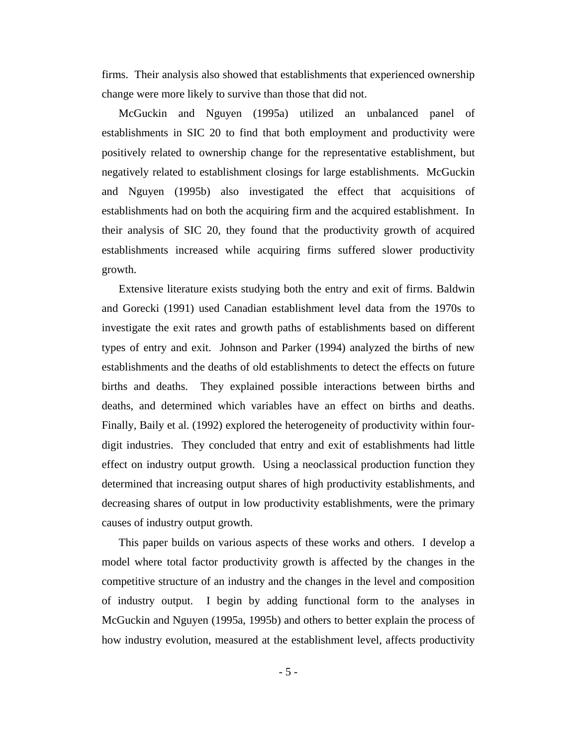firms. Their analysis also showed that establishments that experienced ownership change were more likely to survive than those that did not.

McGuckin and Nguyen (1995a) utilized an unbalanced panel of establishments in SIC 20 to find that both employment and productivity were positively related to ownership change for the representative establishment, but negatively related to establishment closings for large establishments. McGuckin and Nguyen (1995b) also investigated the effect that acquisitions of establishments had on both the acquiring firm and the acquired establishment. In their analysis of SIC 20, they found that the productivity growth of acquired establishments increased while acquiring firms suffered slower productivity growth.

Extensive literature exists studying both the entry and exit of firms. Baldwin and Gorecki (1991) used Canadian establishment level data from the 1970s to investigate the exit rates and growth paths of establishments based on different types of entry and exit. Johnson and Parker (1994) analyzed the births of new establishments and the deaths of old establishments to detect the effects on future births and deaths. They explained possible interactions between births and deaths, and determined which variables have an effect on births and deaths. Finally, Baily et al. (1992) explored the heterogeneity of productivity within four-digit industries. They concluded that entry and exit of establishments had little effect on industry output growth. Using a neoclassical production function they determined that increasing output shares of high productivity establishments, and decreasing shares of output in low productivity establishments, were the primary causes of industry output growth.

This paper builds on various aspects of these works and others. I develop a model where total factor productivity growth is affected by the changes in the competitive structure of an industry and the changes in the level and composition of industry output. I begin by adding functional form to the analyses in McGuckin and Nguyen (1995a, 1995b) and others to better explain the process of how industry evolution, measured at the establishment level, affects productivity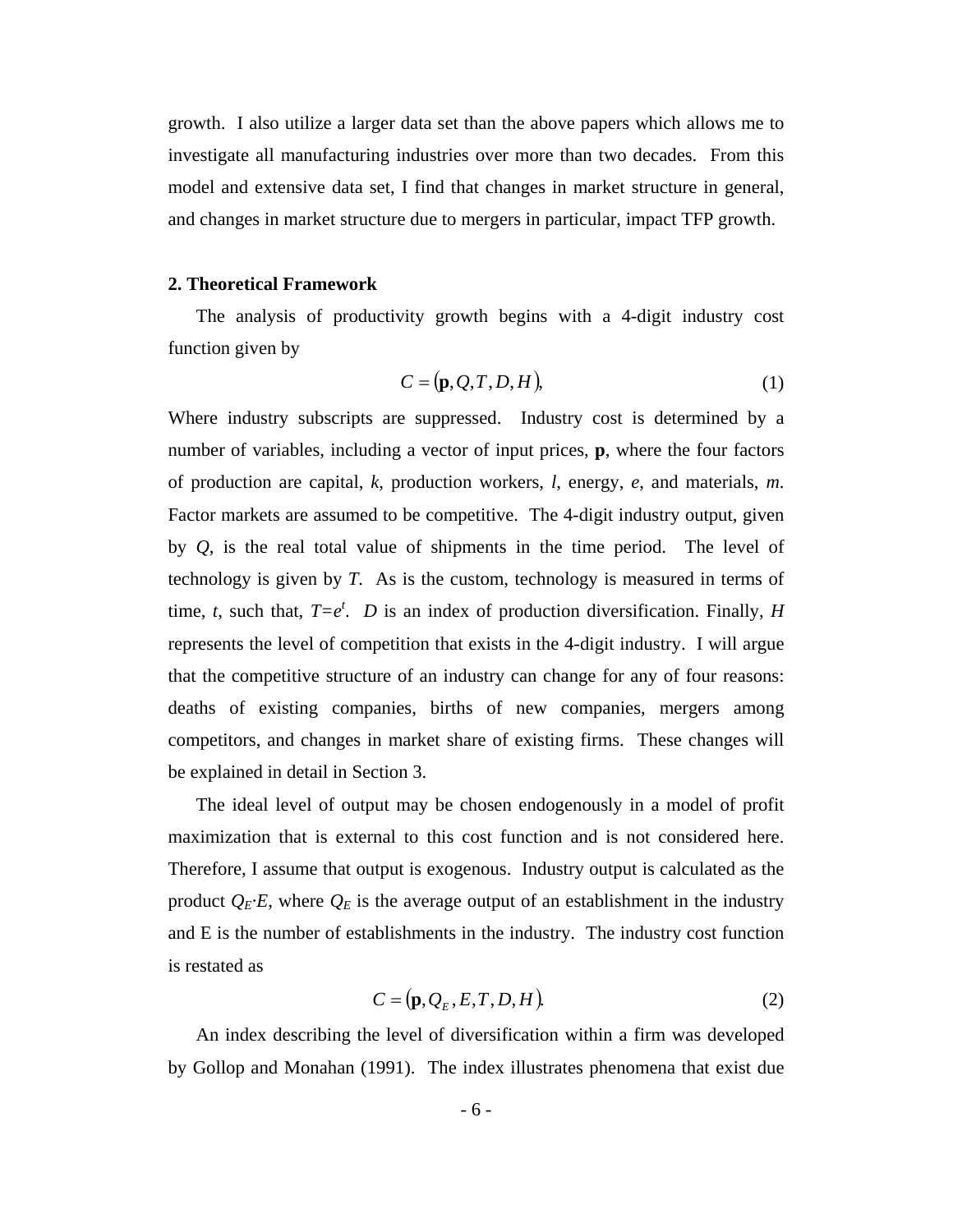growth. I also utilize a larger data set than the above papers which allows me to investigate all manufacturing industries over more than two decades. From this model and extensive data set, I find that changes in market structure in general, and changes in market structure due to mergers in particular, impact TFP growth.

## 2. Theoretical Framework

The analysis of productivity growth begins with a 4-digit industry cost function given by

$$C = (\mathbf{p}, Q, T, D, H), \tag{1}$$

Where industry subscripts are suppressed. Industry cost is determined by a number of variables, including a vector of input prices, **p**, where the four factors of production are capital, $k$, production workers, $l$, energy, $e$, and materials, $m$. Factor markets are assumed to be competitive. The 4-digit industry output, given by $Q$, is the real total value of shipments in the time period. The level of technology is given by $T$. As is the custom, technology is measured in terms of time, $t$, such that, $T=e^t$. $D$ is an index of production diversification. Finally, $H$ represents the level of competition that exists in the 4-digit industry. I will argue that the competitive structure of an industry can change for any of four reasons: deaths of existing companies, births of new companies, mergers among competitors, and changes in market share of existing firms. These changes will be explained in detail in Section 3.

The ideal level of output may be chosen endogenously in a model of profit maximization that is external to this cost function and is not considered here. Therefore, I assume that output is exogenous. Industry output is calculated as the product $Q_E \cdot E$, where $Q_E$ is the average output of an establishment in the industry and E is the number of establishments in the industry. The industry cost function is restated as

$$C = (\mathbf{p}, Q_E, E, T, D, H). \tag{2}$$

An index describing the level of diversification within a firm was developed by Gollop and Monahan (1991). The index illustrates phenomena that exist due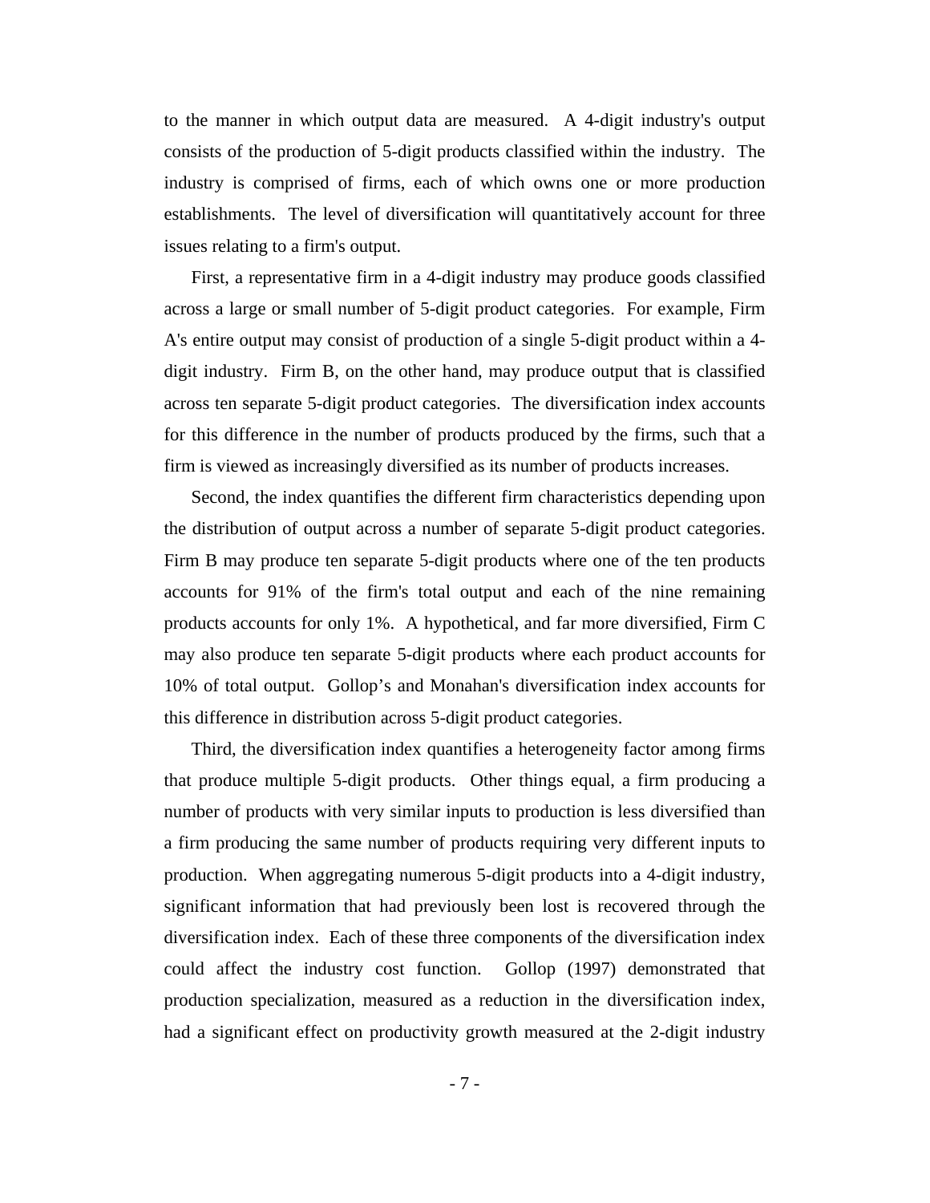to the manner in which output data are measured. A 4-digit industry's output consists of the production of 5-digit products classified within the industry. The industry is comprised of firms, each of which owns one or more production establishments. The level of diversification will quantitatively account for three issues relating to a firm's output.

First, a representative firm in a 4-digit industry may produce goods classified across a large or small number of 5-digit product categories. For example, Firm A's entire output may consist of production of a single 5-digit product within a 4-digit industry. Firm B, on the other hand, may produce output that is classified across ten separate 5-digit product categories. The diversification index accounts for this difference in the number of products produced by the firms, such that a firm is viewed as increasingly diversified as its number of products increases.

Second, the index quantifies the different firm characteristics depending upon the distribution of output across a number of separate 5-digit product categories. Firm B may produce ten separate 5-digit products where one of the ten products accounts for 91% of the firm's total output and each of the nine remaining products accounts for only 1%. A hypothetical, and far more diversified, Firm C may also produce ten separate 5-digit products where each product accounts for 10% of total output. Gollop's and Monahan's diversification index accounts for this difference in distribution across 5-digit product categories.

Third, the diversification index quantifies a heterogeneity factor among firms that produce multiple 5-digit products. Other things equal, a firm producing a number of products with very similar inputs to production is less diversified than a firm producing the same number of products requiring very different inputs to production. When aggregating numerous 5-digit products into a 4-digit industry, significant information that had previously been lost is recovered through the diversification index. Each of these three components of the diversification index could affect the industry cost function. Gollop (1997) demonstrated that production specialization, measured as a reduction in the diversification index, had a significant effect on productivity growth measured at the 2-digit industry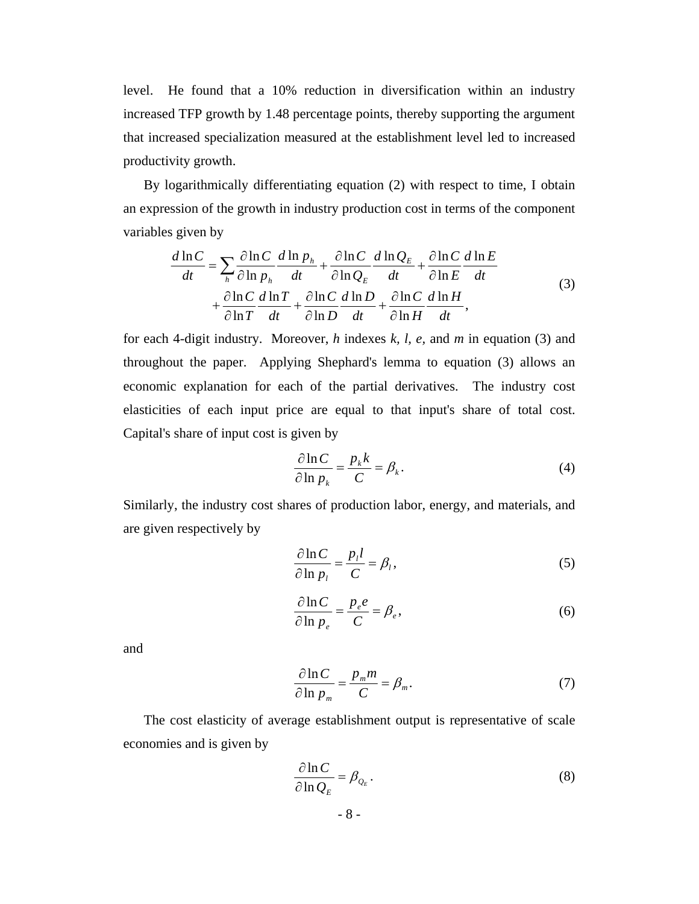level. He found that a 10% reduction in diversification within an industry increased TFP growth by 1.48 percentage points, thereby supporting the argument that increased specialization measured at the establishment level led to increased productivity growth.

By logarithmically differentiating equation (2) with respect to time, I obtain an expression of the growth in industry production cost in terms of the component variables given by

$$\begin{aligned}\frac{d\ln C}{dt} &= \sum_{h}\frac{\partial \ln C}{\partial \ln p_h}\frac{d\ln p_h}{dt} + \frac{\partial \ln C}{\partial \ln Q_E}\frac{d\ln Q_E}{dt} + \frac{\partial \ln C}{\partial \ln E}\frac{d\ln E}{dt} \\ &\quad + \frac{\partial \ln C}{\partial \ln T}\frac{d\ln T}{dt} + \frac{\partial \ln C}{\partial \ln D}\frac{d\ln D}{dt} + \frac{\partial \ln C}{\partial \ln H}\frac{d\ln H}{dt},\end{aligned} \tag{3}$$

for each 4-digit industry. Moreover, $h$ indexes $k$, $l$, $e$, and $m$ in equation (3) and throughout the paper. Applying Shephard's lemma to equation (3) allows an economic explanation for each of the partial derivatives. The industry cost elasticities of each input price are equal to that input's share of total cost. Capital's share of input cost is given by

$$\frac{\partial \ln C}{\partial \ln p_k} = \frac{p_k k}{C} = \beta_k. \tag{4}$$

Similarly, the industry cost shares of production labor, energy, and materials, and are given respectively by

$$\frac{\partial \ln C}{\partial \ln p_l} = \frac{p_l l}{C} = \beta_l, \tag{5}$$

$$\frac{\partial \ln C}{\partial \ln p_e} = \frac{p_e e}{C} = \beta_e, \tag{6}$$

and

$$\frac{\partial \ln C}{\partial \ln p_m} = \frac{p_m m}{C} = \beta_m. \tag{7}$$

The cost elasticity of average establishment output is representative of scale economies and is given by

$$\frac{\partial \ln C}{\partial \ln Q_E} = \beta_{Q_E}. \tag{8}$$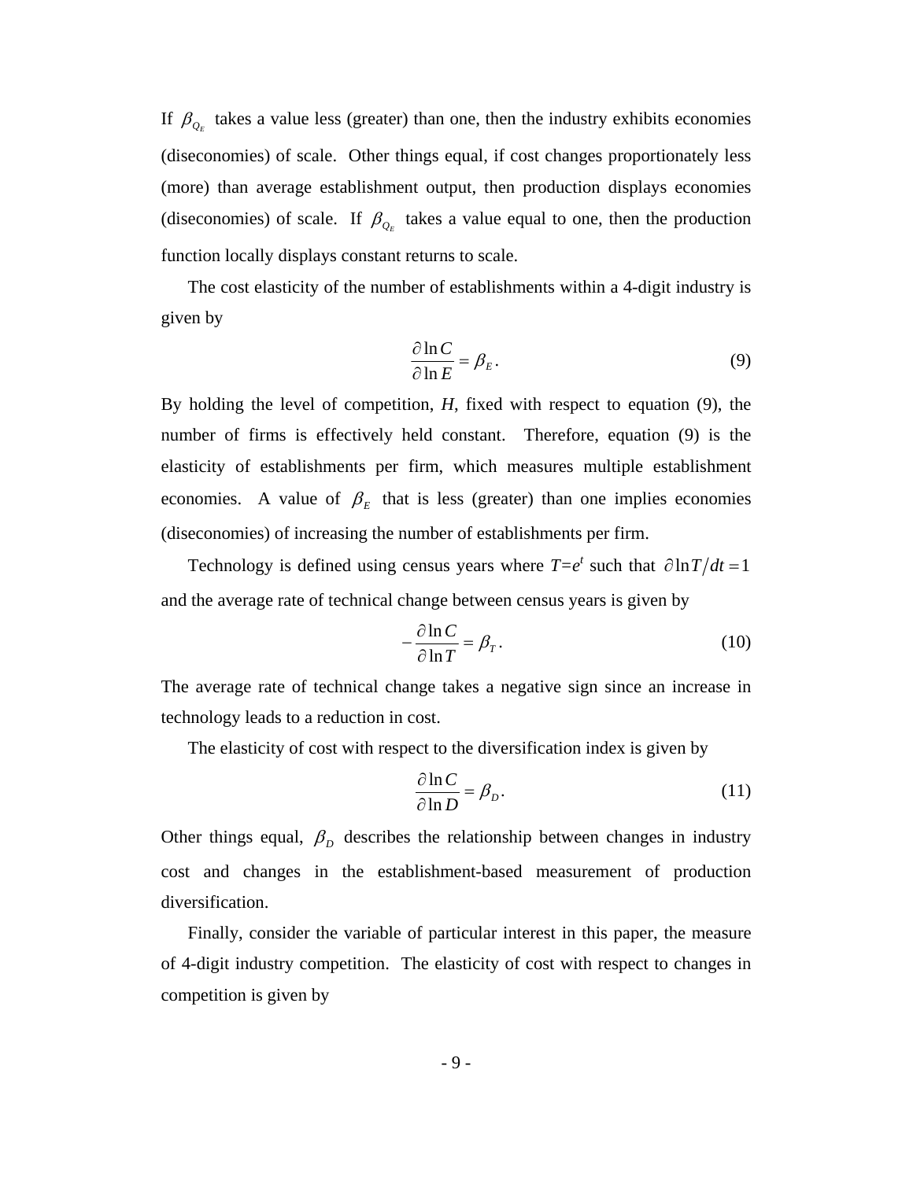If $\beta_{Q_E}$ takes a value less (greater) than one, then the industry exhibits economies (diseconomies) of scale. Other things equal, if cost changes proportionately less (more) than average establishment output, then production displays economies (diseconomies) of scale. If $\beta_{Q_E}$ takes a value equal to one, then the production function locally displays constant returns to scale.

The cost elasticity of the number of establishments within a 4-digit industry is given by

$$\frac{\partial \ln C}{\partial \ln E} = \beta_E . \tag{9}$$

By holding the level of competition, *H*, fixed with respect to equation (9), the number of firms is effectively held constant. Therefore, equation (9) is the elasticity of establishments per firm, which measures multiple establishment economies. A value of $\beta_E$ that is less (greater) than one implies economies (diseconomies) of increasing the number of establishments per firm.

Technology is defined using census years where $T=e^t$ such that $\partial \ln T / dt = 1$ and the average rate of technical change between census years is given by

$$-\frac{\partial \ln C}{\partial \ln T} = \beta_T . \tag{10}$$

The average rate of technical change takes a negative sign since an increase in technology leads to a reduction in cost.

The elasticity of cost with respect to the diversification index is given by

$$\frac{\partial \ln C}{\partial \ln D} = \beta_D . \tag{11}$$

Other things equal, $\beta_D$ describes the relationship between changes in industry cost and changes in the establishment-based measurement of production diversification.

Finally, consider the variable of particular interest in this paper, the measure of 4-digit industry competition. The elasticity of cost with respect to changes in competition is given by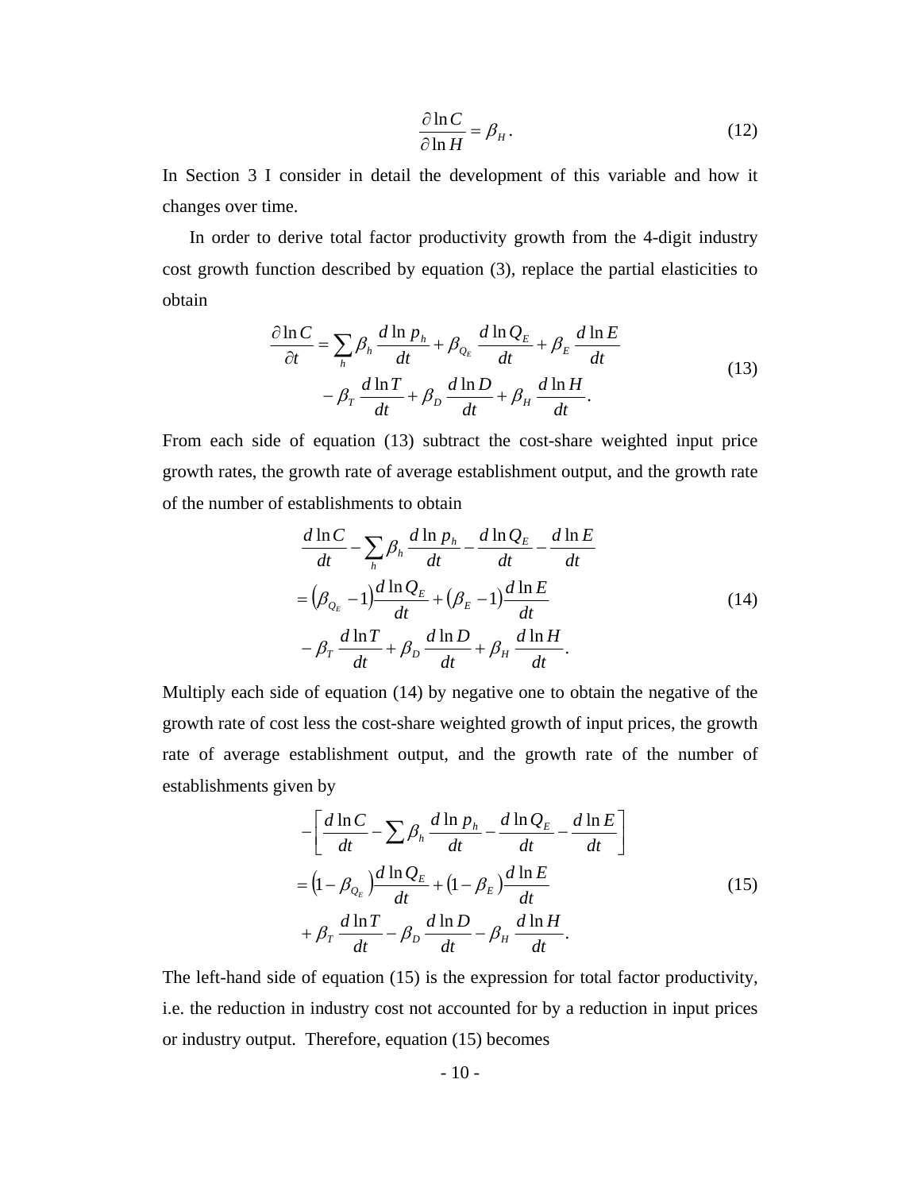$$\frac{\partial \ln C}{\partial \ln H} = \beta_H . \tag{12}$$

In Section 3 I consider in detail the development of this variable and how it changes over time.

In order to derive total factor productivity growth from the 4-digit industry cost growth function described by equation (3), replace the partial elasticities to obtain

$$\begin{aligned} \frac{\partial \ln C}{\partial t} = \sum_h \beta_h \frac{d \ln p_h}{dt} + \beta_{Q_E} \frac{d \ln Q_E}{dt} + \beta_E \frac{d \ln E}{dt} \\ - \beta_T \frac{d \ln T}{dt} + \beta_D \frac{d \ln D}{dt} + \beta_H \frac{d \ln H}{dt}. \end{aligned} \tag{13}$$

From each side of equation (13) subtract the cost-share weighted input price growth rates, the growth rate of average establishment output, and the growth rate of the number of establishments to obtain

$$\begin{aligned} & \frac{d \ln C}{dt} - \sum_h \beta_h \frac{d \ln p_h}{dt} - \frac{d \ln Q_E}{dt} - \frac{d \ln E}{dt} \\ & = \left(\beta_{Q_E} - 1\right) \frac{d \ln Q_E}{dt} + \left(\beta_E - 1\right) \frac{d \ln E}{dt} \\ & \quad - \beta_T \frac{d \ln T}{dt} + \beta_D \frac{d \ln D}{dt} + \beta_H \frac{d \ln H}{dt}. \end{aligned} \tag{14}$$

Multiply each side of equation (14) by negative one to obtain the negative of the growth rate of cost less the cost-share weighted growth of input prices, the growth rate of average establishment output, and the growth rate of the number of establishments given by

$$\begin{aligned} & -\left[ \frac{d \ln C}{dt} - \sum \beta_h \frac{d \ln p_h}{dt} - \frac{d \ln Q_E}{dt} - \frac{d \ln E}{dt} \right] \\ & = \left(1 - \beta_{Q_E}\right) \frac{d \ln Q_E}{dt} + \left(1 - \beta_E\right) \frac{d \ln E}{dt} \\ & \quad + \beta_T \frac{d \ln T}{dt} - \beta_D \frac{d \ln D}{dt} - \beta_H \frac{d \ln H}{dt}. \end{aligned} \tag{15}$$

The left-hand side of equation (15) is the expression for total factor productivity, i.e. the reduction in industry cost not accounted for by a reduction in input prices or industry output. Therefore, equation (15) becomes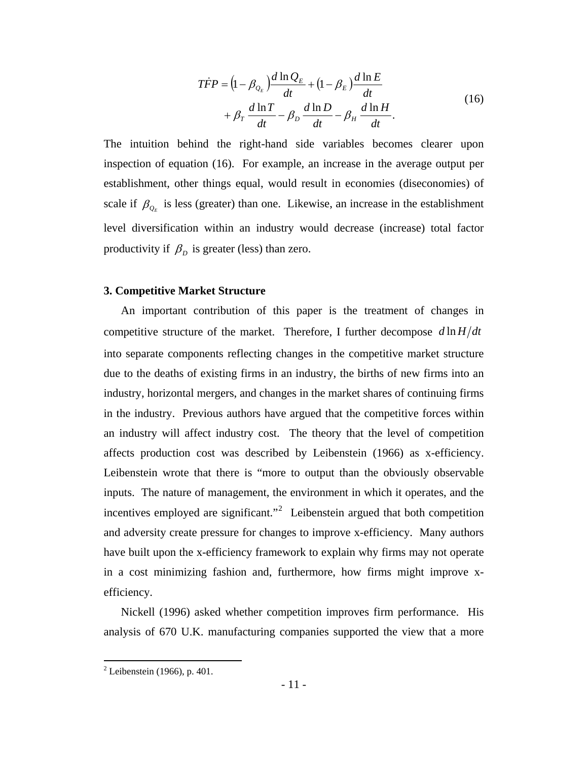$$
\begin{aligned}
T\dot{F}P = \left(1-\beta_{Q_E}\right)\frac{d\ln Q_E}{dt} + \left(1-\beta_E\right)\frac{d\ln E}{dt} \\
+ \beta_T \frac{d\ln T}{dt} - \beta_D \frac{d\ln D}{dt} - \beta_H \frac{d\ln H}{dt}.
\end{aligned}
\tag{16}
$$

The intuition behind the right-hand side variables becomes clearer upon inspection of equation (16). For example, an increase in the average output per establishment, other things equal, would result in economies (diseconomies) of scale if $\beta_{Q_E}$ is less (greater) than one. Likewise, an increase in the establishment level diversification within an industry would decrease (increase) total factor productivity if $\beta_D$ is greater (less) than zero.

### 3. Competitive Market Structure

An important contribution of this paper is the treatment of changes in competitive structure of the market. Therefore, I further decompose $d\ln H/dt$ into separate components reflecting changes in the competitive market structure due to the deaths of existing firms in an industry, the births of new firms into an industry, horizontal mergers, and changes in the market shares of continuing firms in the industry. Previous authors have argued that the competitive forces within an industry will affect industry cost. The theory that the level of competition affects production cost was described by Leibenstein (1966) as x-efficiency. Leibenstein wrote that there is "more to output than the obviously observable inputs. The nature of management, the environment in which it operates, and the incentives employed are significant."[2] Leibenstein argued that both competition and adversity create pressure for changes to improve x-efficiency. Many authors have built upon the x-efficiency framework to explain why firms may not operate in a cost minimizing fashion and, furthermore, how firms might improve x-efficiency.

Nickell (1996) asked whether competition improves firm performance. His analysis of 670 U.K. manufacturing companies supported the view that a more

[2] Leibenstein (1966), p. 401.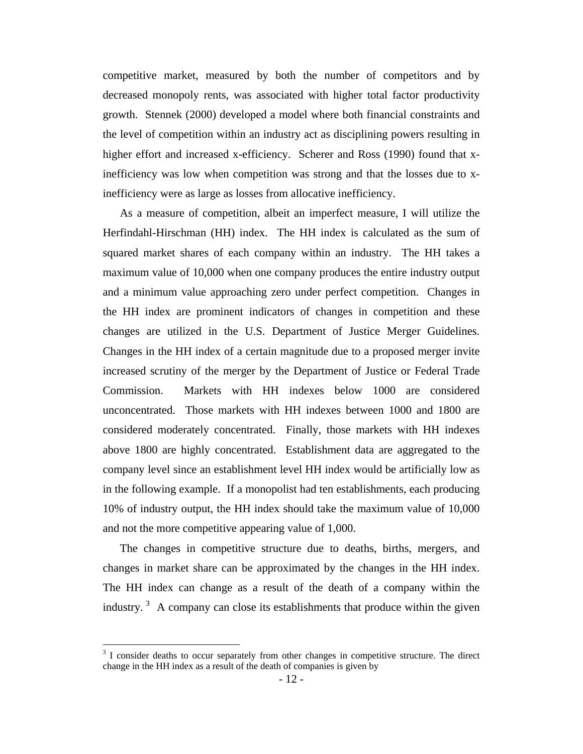competitive market, measured by both the number of competitors and by decreased monopoly rents, was associated with higher total factor productivity growth. Stennek (2000) developed a model where both financial constraints and the level of competition within an industry act as disciplining powers resulting in higher effort and increased x-efficiency. Scherer and Ross (1990) found that x-inefficiency was low when competition was strong and that the losses due to x-inefficiency were as large as losses from allocative inefficiency.

As a measure of competition, albeit an imperfect measure, I will utilize the Herfindahl-Hirschman (HH) index. The HH index is calculated as the sum of squared market shares of each company within an industry. The HH takes a maximum value of 10,000 when one company produces the entire industry output and a minimum value approaching zero under perfect competition. Changes in the HH index are prominent indicators of changes in competition and these changes are utilized in the U.S. Department of Justice Merger Guidelines. Changes in the HH index of a certain magnitude due to a proposed merger invite increased scrutiny of the merger by the Department of Justice or Federal Trade Commission. Markets with HH indexes below 1000 are considered unconcentrated. Those markets with HH indexes between 1000 and 1800 are considered moderately concentrated. Finally, those markets with HH indexes above 1800 are highly concentrated. Establishment data are aggregated to the company level since an establishment level HH index would be artificially low as in the following example. If a monopolist had ten establishments, each producing 10% of industry output, the HH index should take the maximum value of 10,000 and not the more competitive appearing value of 1,000.

The changes in competitive structure due to deaths, births, mergers, and changes in market share can be approximated by the changes in the HH index. The HH index can change as a result of the death of a company within the industry. [3] A company can close its establishments that produce within the given

---

[3] I consider deaths to occur separately from other changes in competitive structure. The direct change in the HH index as a result of the death of companies is given by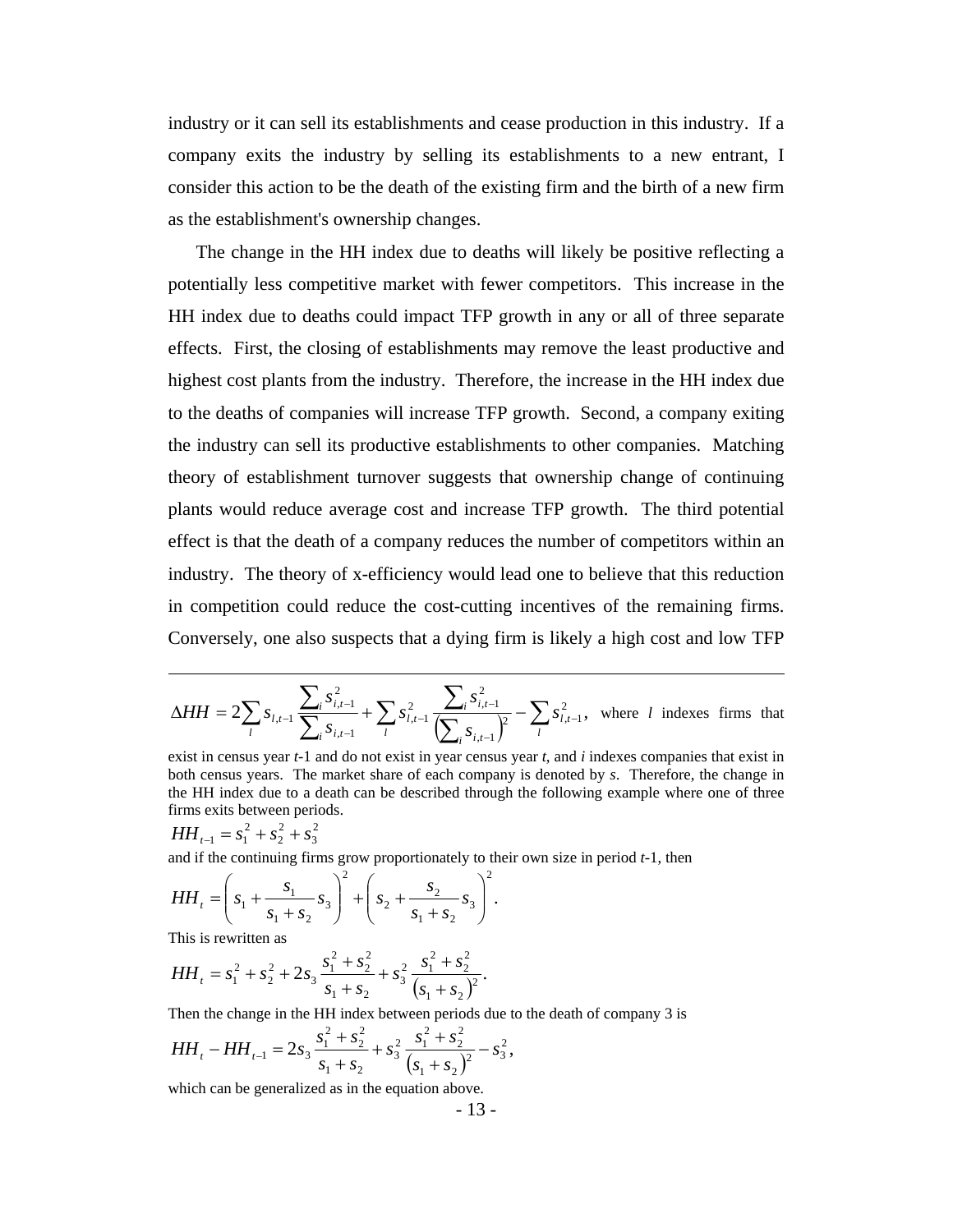industry or it can sell its establishments and cease production in this industry. If a company exits the industry by selling its establishments to a new entrant, I consider this action to be the death of the existing firm and the birth of a new firm as the establishment's ownership changes.

The change in the HH index due to deaths will likely be positive reflecting a potentially less competitive market with fewer competitors. This increase in the HH index due to deaths could impact TFP growth in any or all of three separate effects. First, the closing of establishments may remove the least productive and highest cost plants from the industry. Therefore, the increase in the HH index due to the deaths of companies will increase TFP growth. Second, a company exiting the industry can sell its productive establishments to other companies. Matching theory of establishment turnover suggests that ownership change of continuing plants would reduce average cost and increase TFP growth. The third potential effect is that the death of a company reduces the number of competitors within an industry. The theory of x-efficiency would lead one to believe that this reduction in competition could reduce the cost-cutting incentives of the remaining firms. Conversely, one also suspects that a dying firm is likely a high cost and low TFP

---

$\Delta HH = 2\sum_l s_{l,t-1} \frac{\sum_i s_{i,t-1}^2}{\sum_i s_{i,t-1}} + \sum_l s_{l,t-1}^2 \frac{\sum_i s_{i,t-1}^2}{\left(\sum_i s_{i,t-1}\right)^2} - \sum_l s_{l,t-1}^2$, where $l$ indexes firms that exist in census year $t$-1 and do not exist in year census year $t$, and $i$ indexes companies that exist in both census years. The market share of each company is denoted by $s$. Therefore, the change in the HH index due to a death can be described through the following example where one of three firms exits between periods.

$$HH_{t-1} = s_1^2 + s_2^2 + s_3^2$$

and if the continuing firms grow proportionately to their own size in period $t$-1, then

$$HH_t = \left(s_1 + \frac{s_1}{s_1 + s_2} s_3\right)^2 + \left(s_2 + \frac{s_2}{s_1 + s_2} s_3\right)^2.$$

This is rewritten as

$$HH_t = s_1^2 + s_2^2 + 2s_3 \frac{s_1^2 + s_2^2}{s_1 + s_2} + s_3^2 \frac{s_1^2 + s_2^2}{\left(s_1 + s_2\right)^2}.$$

Then the change in the HH index between periods due to the death of company 3 is

$$HH_t - HH_{t-1} = 2s_3 \frac{s_1^2 + s_2^2}{s_1 + s_2} + s_3^2 \frac{s_1^2 + s_2^2}{\left(s_1 + s_2\right)^2} - s_3^2,$$

which can be generalized as in the equation above.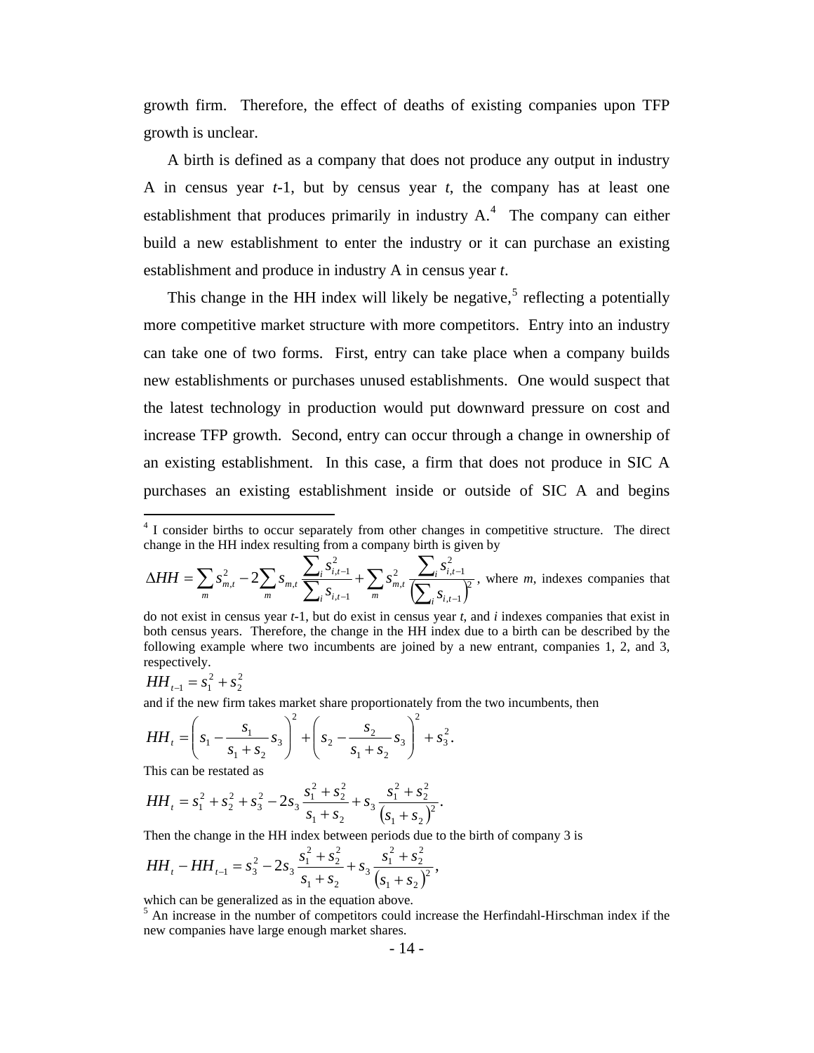growth firm. Therefore, the effect of deaths of existing companies upon TFP growth is unclear.

A birth is defined as a company that does not produce any output in industry A in census year *t*-1, but by census year *t*, the company has at least one establishment that produces primarily in industry A.[4] The company can either build a new establishment to enter the industry or it can purchase an existing establishment and produce in industry A in census year *t*.

This change in the HH index will likely be negative,[5] reflecting a potentially more competitive market structure with more competitors. Entry into an industry can take one of two forms. First, entry can take place when a company builds new establishments or purchases unused establishments. One would suspect that the latest technology in production would put downward pressure on cost and increase TFP growth. Second, entry can occur through a change in ownership of an existing establishment. In this case, a firm that does not produce in SIC A purchases an existing establishment inside or outside of SIC A and begins

---

[4] I consider births to occur separately from other changes in competitive structure. The direct change in the HH index resulting from a company birth is given by

$$\Delta HH = \sum_m s_{m,t}^2 - 2\sum_m s_{m,t} \frac{\sum_i s_{i,t-1}^2}{\sum_i s_{i,t-1}} + \sum_m s_{m,t}^2 \frac{\sum_i s_{i,t-1}^2}{\left(\sum_i s_{i,t-1}\right)^2},$$

where *m*, indexes companies that do not exist in census year *t*-1, but do exist in census year *t*, and *i* indexes companies that exist in both census years. Therefore, the change in the HH index due to a birth can be described by the following example where two incumbents are joined by a new entrant, companies 1, 2, and 3, respectively.

$$HH_{t-1} = s_1^2 + s_2^2$$

and if the new firm takes market share proportionately from the two incumbents, then

$$HH_t = \left(s_1 - \frac{s_1}{s_1 + s_2} s_3\right)^2 + \left(s_2 - \frac{s_2}{s_1 + s_2} s_3\right)^2 + s_3^2.$$

This can be restated as

$$HH_t = s_1^2 + s_2^2 + s_3^2 - 2s_3 \frac{s_1^2 + s_2^2}{s_1 + s_2} + s_3 \frac{s_1^2 + s_2^2}{\left(s_1 + s_2\right)^2}.$$

Then the change in the HH index between periods due to the birth of company 3 is

$$HH_t - HH_{t-1} = s_3^2 - 2s_3 \frac{s_1^2 + s_2^2}{s_1 + s_2} + s_3 \frac{s_1^2 + s_2^2}{\left(s_1 + s_2\right)^2},$$

which can be generalized as in the equation above.

[5] An increase in the number of competitors could increase the Herfindahl-Hirschman index if the new companies have large enough market shares.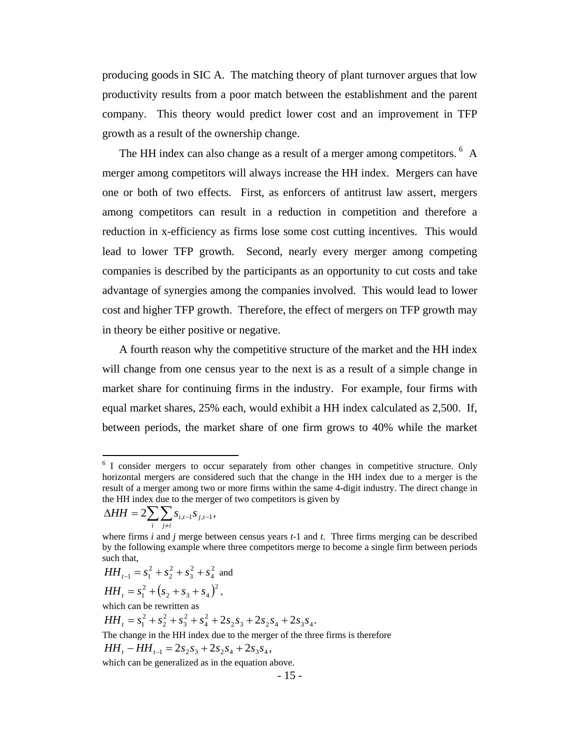producing goods in SIC A. The matching theory of plant turnover argues that low productivity results from a poor match between the establishment and the parent company. This theory would predict lower cost and an improvement in TFP growth as a result of the ownership change.

The HH index can also change as a result of a merger among competitors.[6] A merger among competitors will always increase the HH index. Mergers can have one or both of two effects. First, as enforcers of antitrust law assert, mergers among competitors can result in a reduction in competition and therefore a reduction in x-efficiency as firms lose some cost cutting incentives. This would lead to lower TFP growth. Second, nearly every merger among competing companies is described by the participants as an opportunity to cut costs and take advantage of synergies among the companies involved. This would lead to lower cost and higher TFP growth. Therefore, the effect of mergers on TFP growth may in theory be either positive or negative.

A fourth reason why the competitive structure of the market and the HH index will change from one census year to the next is as a result of a simple change in market share for continuing firms in the industry. For example, four firms with equal market shares, 25% each, would exhibit a HH index calculated as 2,500. If, between periods, the market share of one firm grows to 40% while the market

---

[6] I consider mergers to occur separately from other changes in competitive structure. Only horizontal mergers are considered such that the change in the HH index due to a merger is the result of a merger among two or more firms within the same 4-digit industry. The direct change in the HH index due to the merger of two competitors is given by

$$\Delta HH = 2\sum_{i}\sum_{j \neq i} s_{i,t-1} s_{j,t-1},$$

where firms *i* and *j* merge between census years *t*-1 and *t*. Three firms merging can be described by the following example where three competitors merge to become a single firm between periods such that,

$$HH_{t-1} = s_1^2 + s_2^2 + s_3^2 + s_4^2 \text{ and}$$

$$HH_t = s_1^2 + \left(s_2 + s_3 + s_4\right)^2,$$

which can be rewritten as

$$HH_t = s_1^2 + s_2^2 + s_3^2 + s_4^2 + 2s_2s_3 + 2s_2s_4 + 2s_3s_4.$$

The change in the HH index due to the merger of the three firms is therefore

$$HH_t - HH_{t-1} = 2s_2s_3 + 2s_2s_4 + 2s_3s_4,$$

which can be generalized as in the equation above.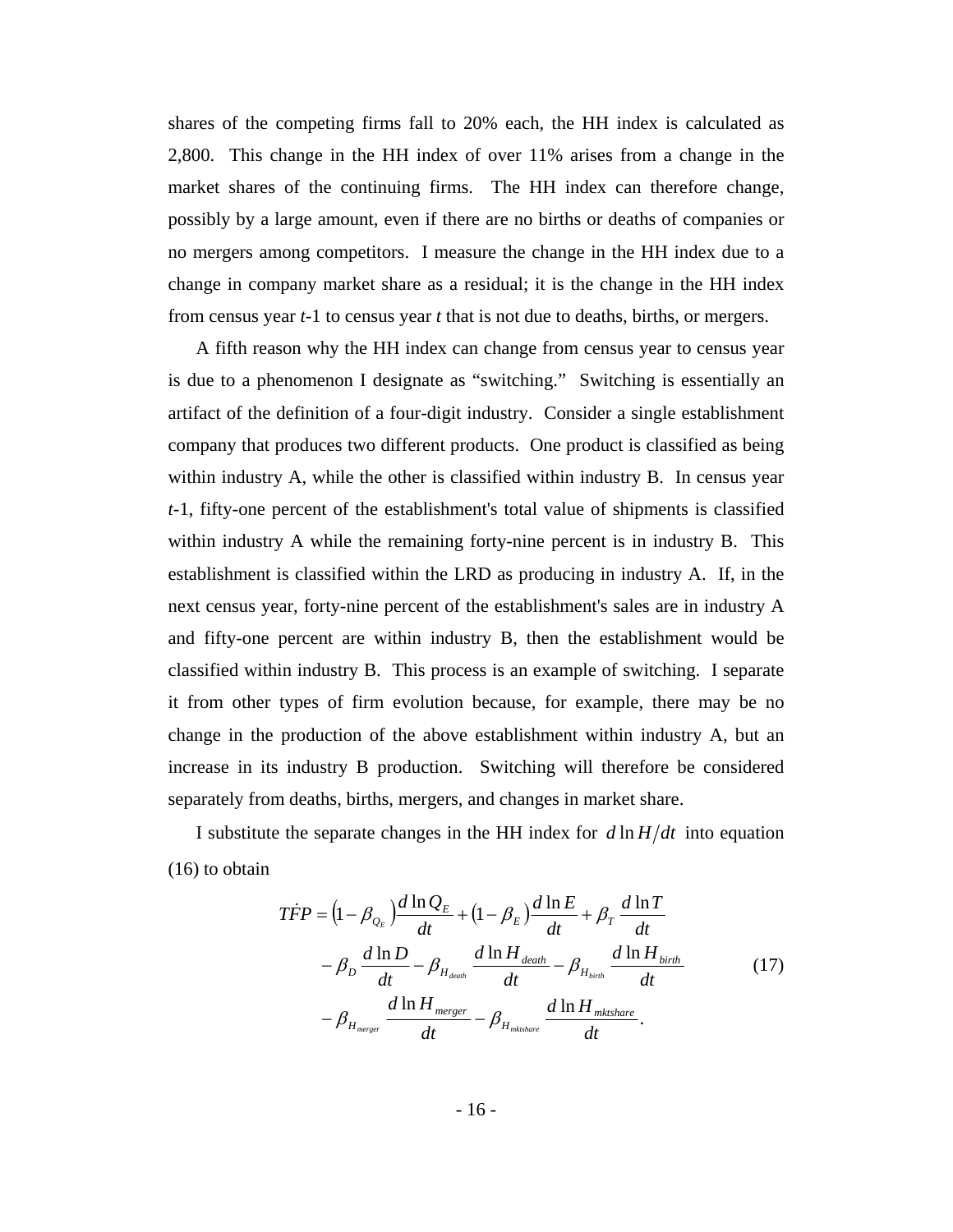shares of the competing firms fall to 20% each, the HH index is calculated as 2,800. This change in the HH index of over 11% arises from a change in the market shares of the continuing firms. The HH index can therefore change, possibly by a large amount, even if there are no births or deaths of companies or no mergers among competitors. I measure the change in the HH index due to a change in company market share as a residual; it is the change in the HH index from census year *t*-1 to census year *t* that is not due to deaths, births, or mergers.

A fifth reason why the HH index can change from census year to census year is due to a phenomenon I designate as "switching." Switching is essentially an artifact of the definition of a four-digit industry. Consider a single establishment company that produces two different products. One product is classified as being within industry A, while the other is classified within industry B. In census year *t*-1, fifty-one percent of the establishment's total value of shipments is classified within industry A while the remaining forty-nine percent is in industry B. This establishment is classified within the LRD as producing in industry A. If, in the next census year, forty-nine percent of the establishment's sales are in industry A and fifty-one percent are within industry B, then the establishment would be classified within industry B. This process is an example of switching. I separate it from other types of firm evolution because, for example, there may be no change in the production of the above establishment within industry A, but an increase in its industry B production. Switching will therefore be considered separately from deaths, births, mergers, and changes in market share.

I substitute the separate changes in the HH index for $d\ln H/dt$ into equation (16) to obtain

$$
\begin{aligned}
T\dot{F}P = \left(1-\beta_{Q_E}\right)\frac{d\ln Q_E}{dt} + \left(1-\beta_E\right)\frac{d\ln E}{dt} + \beta_T\,\frac{d\ln T}{dt} \\
-\beta_D\,\frac{d\ln D}{dt} - \beta_{H_{death}}\,\frac{d\ln H_{death}}{dt} - \beta_{H_{birth}}\,\frac{d\ln H_{birth}}{dt} \\
-\beta_{H_{merger}}\,\frac{d\ln H_{merger}}{dt} - \beta_{H_{mktshare}}\,\frac{d\ln H_{mktshare}}{dt}.
\end{aligned}
\tag{17}
$$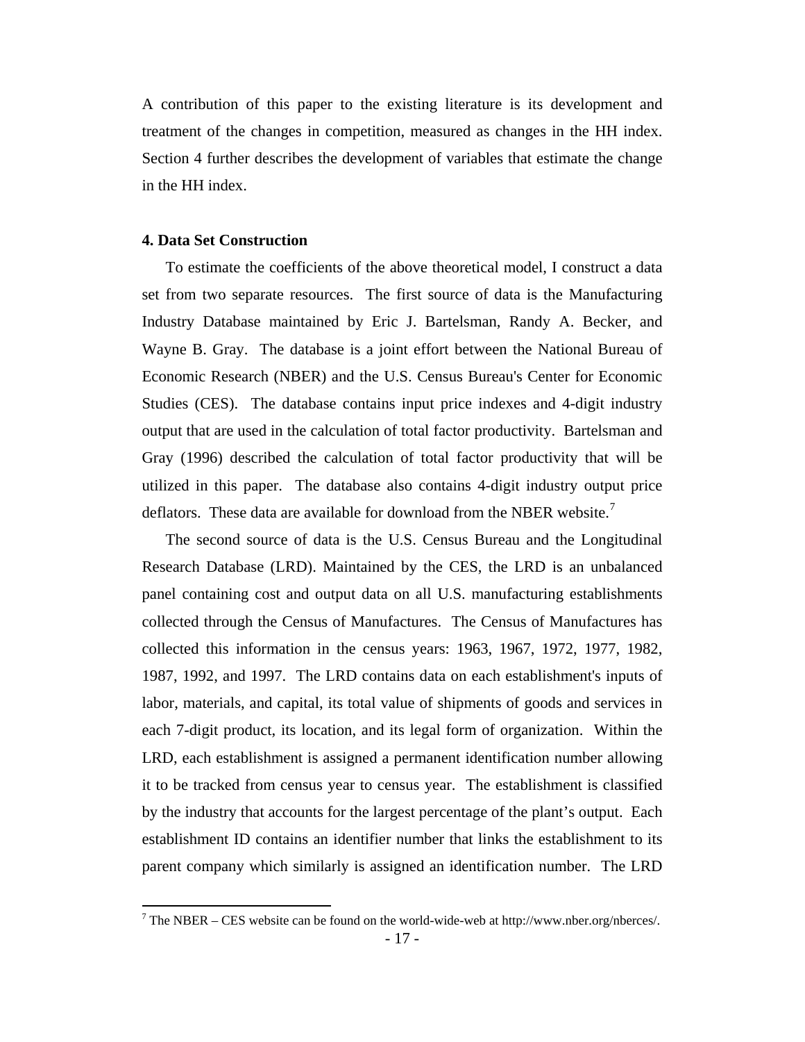A contribution of this paper to the existing literature is its development and treatment of the changes in competition, measured as changes in the HH index. Section 4 further describes the development of variables that estimate the change in the HH index.

## 4. Data Set Construction

To estimate the coefficients of the above theoretical model, I construct a data set from two separate resources. The first source of data is the Manufacturing Industry Database maintained by Eric J. Bartelsman, Randy A. Becker, and Wayne B. Gray. The database is a joint effort between the National Bureau of Economic Research (NBER) and the U.S. Census Bureau's Center for Economic Studies (CES). The database contains input price indexes and 4-digit industry output that are used in the calculation of total factor productivity. Bartelsman and Gray (1996) described the calculation of total factor productivity that will be utilized in this paper. The database also contains 4-digit industry output price deflators. These data are available for download from the NBER website.[7]

The second source of data is the U.S. Census Bureau and the Longitudinal Research Database (LRD). Maintained by the CES, the LRD is an unbalanced panel containing cost and output data on all U.S. manufacturing establishments collected through the Census of Manufactures. The Census of Manufactures has collected this information in the census years: 1963, 1967, 1972, 1977, 1982, 1987, 1992, and 1997. The LRD contains data on each establishment's inputs of labor, materials, and capital, its total value of shipments of goods and services in each 7-digit product, its location, and its legal form of organization. Within the LRD, each establishment is assigned a permanent identification number allowing it to be tracked from census year to census year. The establishment is classified by the industry that accounts for the largest percentage of the plant's output. Each establishment ID contains an identifier number that links the establishment to its parent company which similarly is assigned an identification number. The LRD

[7] The NBER – CES website can be found on the world-wide-web at http://www.nber.org/nberces/.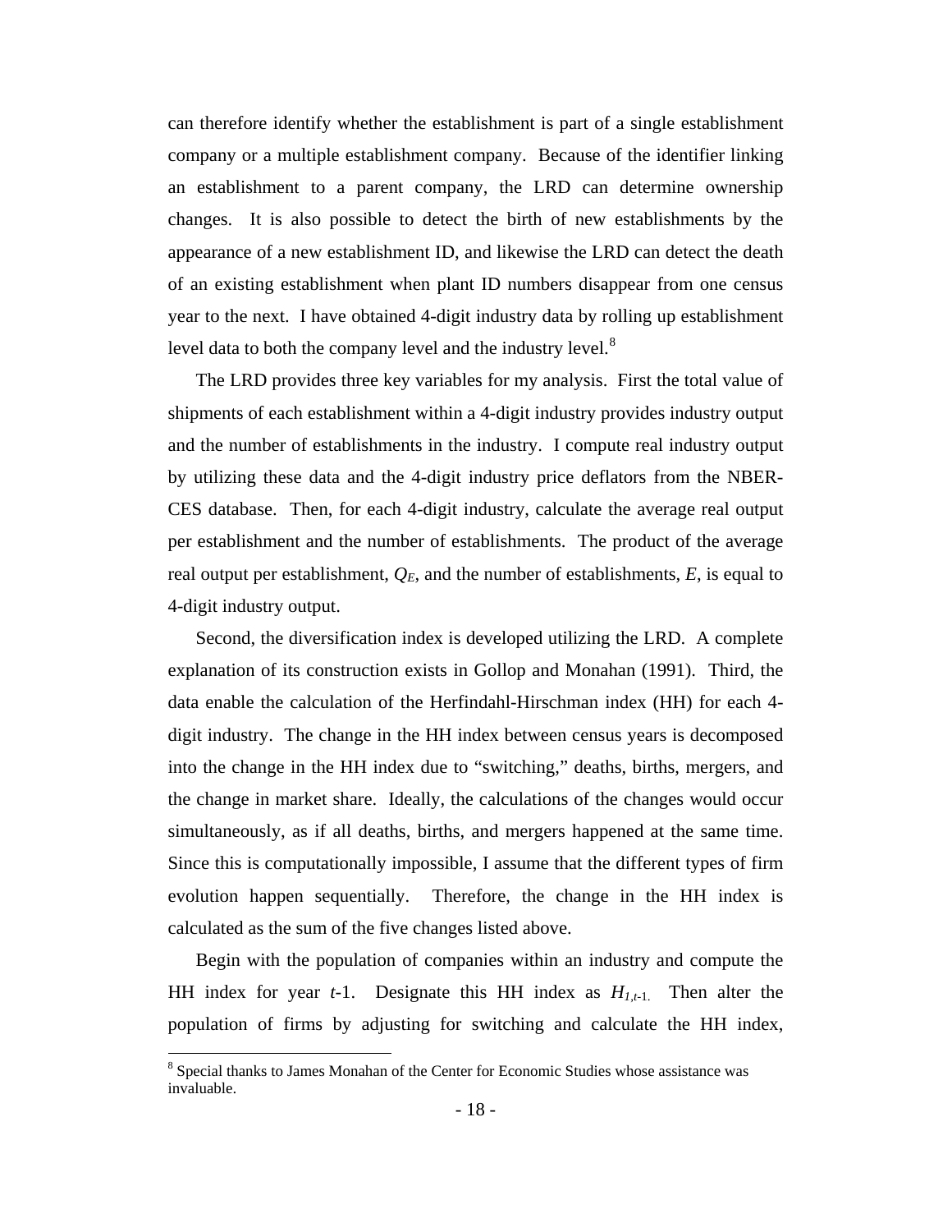can therefore identify whether the establishment is part of a single establishment company or a multiple establishment company. Because of the identifier linking an establishment to a parent company, the LRD can determine ownership changes. It is also possible to detect the birth of new establishments by the appearance of a new establishment ID, and likewise the LRD can detect the death of an existing establishment when plant ID numbers disappear from one census year to the next. I have obtained 4-digit industry data by rolling up establishment level data to both the company level and the industry level.[8]

The LRD provides three key variables for my analysis. First the total value of shipments of each establishment within a 4-digit industry provides industry output and the number of establishments in the industry. I compute real industry output by utilizing these data and the 4-digit industry price deflators from the NBER-CES database. Then, for each 4-digit industry, calculate the average real output per establishment and the number of establishments. The product of the average real output per establishment, $Q_E$, and the number of establishments, $E$, is equal to 4-digit industry output.

Second, the diversification index is developed utilizing the LRD. A complete explanation of its construction exists in Gollop and Monahan (1991). Third, the data enable the calculation of the Herfindahl-Hirschman index (HH) for each 4-digit industry. The change in the HH index between census years is decomposed into the change in the HH index due to "switching," deaths, births, mergers, and the change in market share. Ideally, the calculations of the changes would occur simultaneously, as if all deaths, births, and mergers happened at the same time. Since this is computationally impossible, I assume that the different types of firm evolution happen sequentially. Therefore, the change in the HH index is calculated as the sum of the five changes listed above.

Begin with the population of companies within an industry and compute the HH index for year $t$-1. Designate this HH index as $H_{1,t-1}$. Then alter the population of firms by adjusting for switching and calculate the HH index,

[8] Special thanks to James Monahan of the Center for Economic Studies whose assistance was invaluable.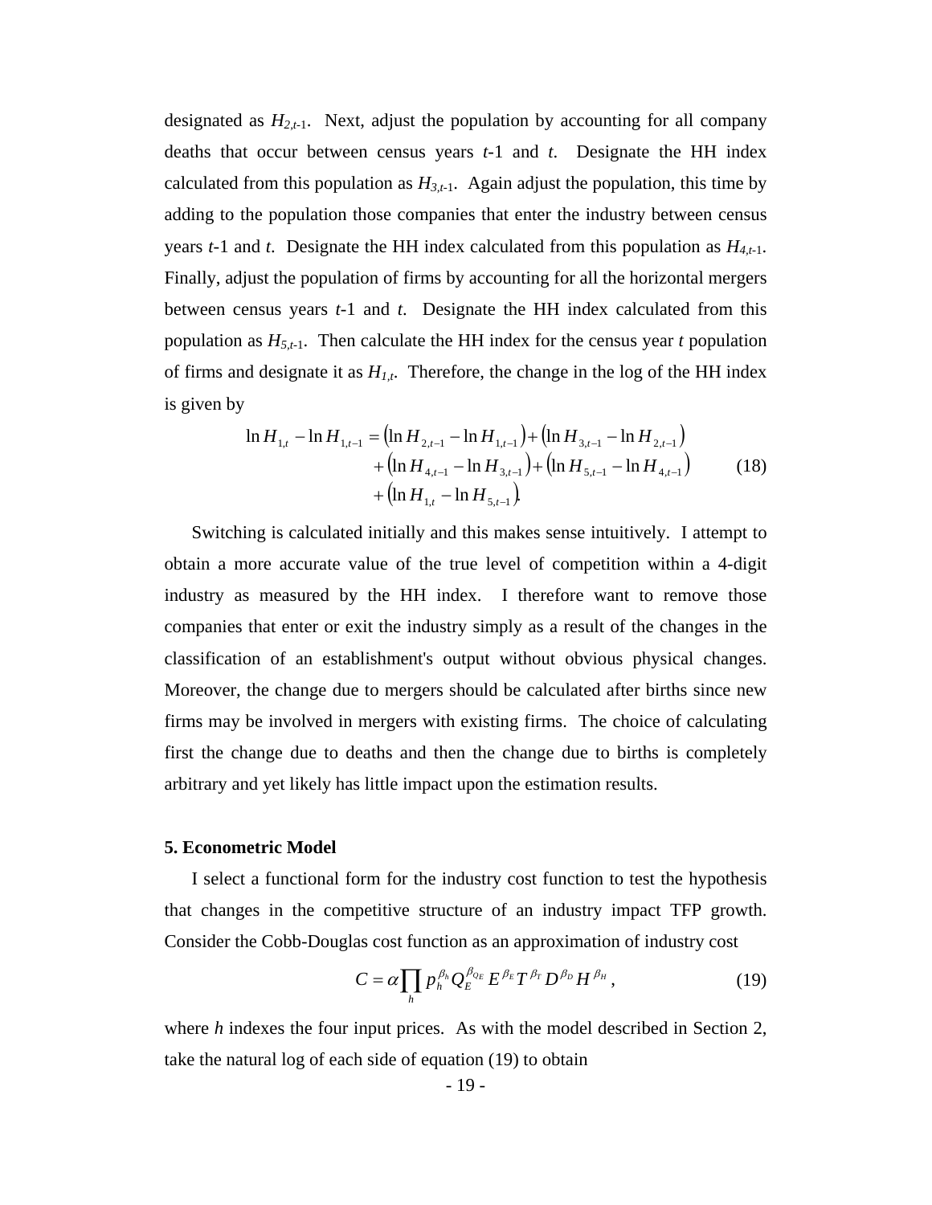designated as $H_{2,t\text{-}1}$. Next, adjust the population by accounting for all company deaths that occur between census years $t$-1 and $t$. Designate the HH index calculated from this population as $H_{3,t\text{-}1}$. Again adjust the population, this time by adding to the population those companies that enter the industry between census years $t$-1 and $t$. Designate the HH index calculated from this population as $H_{4,t\text{-}1}$. Finally, adjust the population of firms by accounting for all the horizontal mergers between census years $t$-1 and $t$. Designate the HH index calculated from this population as $H_{5,t\text{-}1}$. Then calculate the HH index for the census year $t$ population of firms and designate it as $H_{1,t}$. Therefore, the change in the log of the HH index is given by

$$\begin{aligned}
\ln H_{1,t} - \ln H_{1,t-1} = & \left(\ln H_{2,t-1} - \ln H_{1,t-1}\right) + \left(\ln H_{3,t-1} - \ln H_{2,t-1}\right) \\
& + \left(\ln H_{4,t-1} - \ln H_{3,t-1}\right) + \left(\ln H_{5,t-1} - \ln H_{4,t-1}\right) \\
& + \left(\ln H_{1,t} - \ln H_{5,t-1}\right).
\end{aligned} \tag{18}$$

Switching is calculated initially and this makes sense intuitively. I attempt to obtain a more accurate value of the true level of competition within a 4-digit industry as measured by the HH index. I therefore want to remove those companies that enter or exit the industry simply as a result of the changes in the classification of an establishment's output without obvious physical changes. Moreover, the change due to mergers should be calculated after births since new firms may be involved in mergers with existing firms. The choice of calculating first the change due to deaths and then the change due to births is completely arbitrary and yet likely has little impact upon the estimation results.

## 5. Econometric Model

I select a functional form for the industry cost function to test the hypothesis that changes in the competitive structure of an industry impact TFP growth. Consider the Cobb-Douglas cost function as an approximation of industry cost

$$C = \alpha \prod_h p_h^{\beta_h} Q_E^{\beta_{Q_E}} E^{\beta_E} T^{\beta_T} D^{\beta_D} H^{\beta_H}, \tag{19}$$

where $h$ indexes the four input prices. As with the model described in Section 2, take the natural log of each side of equation (19) to obtain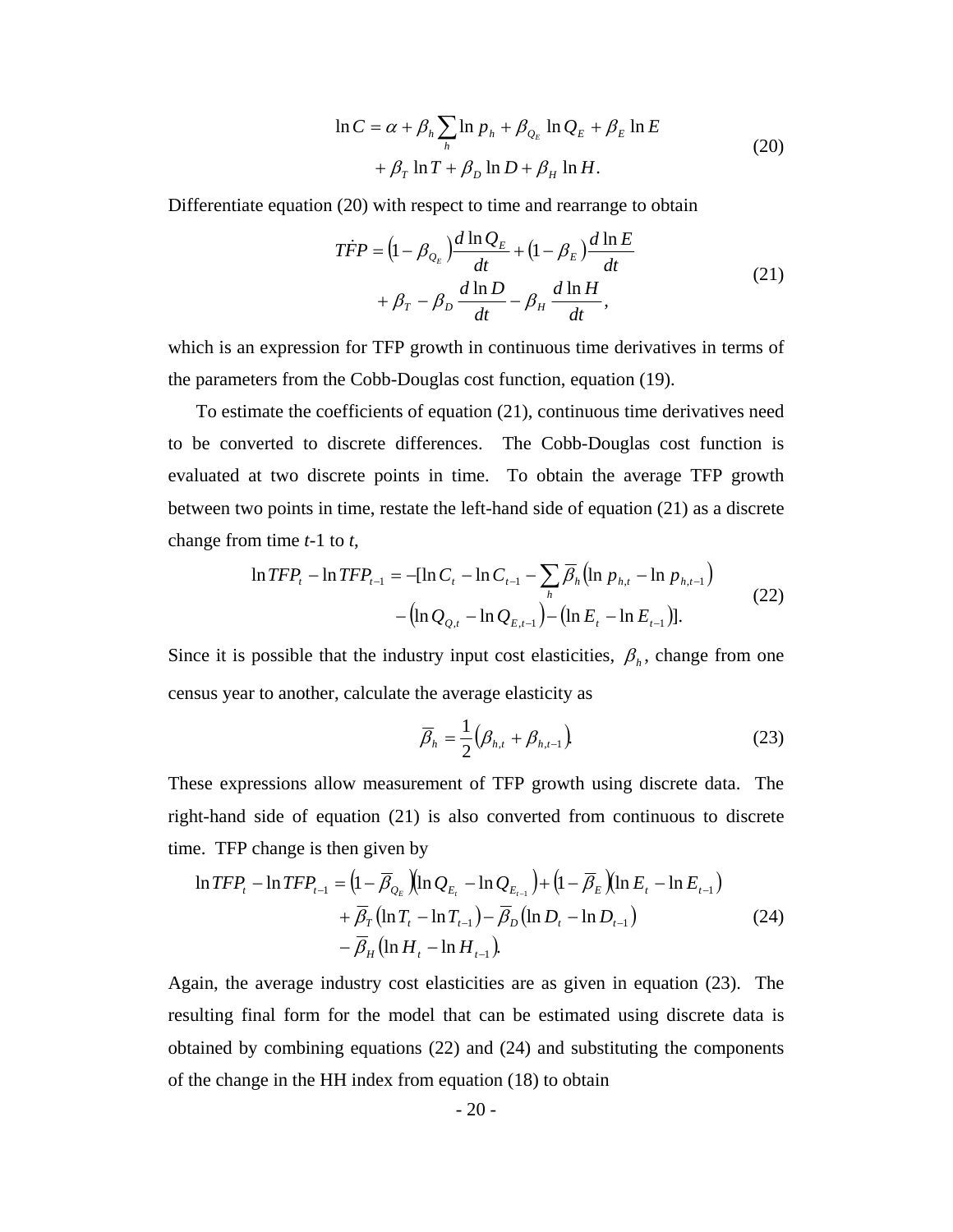$$\ln C = \alpha + \beta_h \sum_h \ln p_h + \beta_{Q_E} \ln Q_E + \beta_E \ln E + \beta_T \ln T + \beta_D \ln D + \beta_H \ln H. \tag{20}$$

Differentiate equation (20) with respect to time and rearrange to obtain

$$T\dot{F}P = \left(1 - \beta_{Q_E}\right)\frac{d \ln Q_E}{dt} + \left(1 - \beta_E\right)\frac{d \ln E}{dt} + \beta_T - \beta_D \frac{d \ln D}{dt} - \beta_H \frac{d \ln H}{dt}, \tag{21}$$

which is an expression for TFP growth in continuous time derivatives in terms of the parameters from the Cobb-Douglas cost function, equation (19).

To estimate the coefficients of equation (21), continuous time derivatives need to be converted to discrete differences. The Cobb-Douglas cost function is evaluated at two discrete points in time. To obtain the average TFP growth between two points in time, restate the left-hand side of equation (21) as a discrete change from time *t*-1 to *t*,

$$\ln TFP_t - \ln TFP_{t-1} = -[\ln C_t - \ln C_{t-1} - \sum_h \overline{\beta}_h \left(\ln p_{h,t} - \ln p_{h,t-1}\right) - \left(\ln Q_{Q,t} - \ln Q_{E,t-1}\right) - \left(\ln E_t - \ln E_{t-1}\right)]. \tag{22}$$

Since it is possible that the industry input cost elasticities, $\beta_h$, change from one census year to another, calculate the average elasticity as

$$\overline{\beta}_h = \frac{1}{2}\left(\beta_{h,t} + \beta_{h,t-1}\right). \tag{23}$$

These expressions allow measurement of TFP growth using discrete data. The right-hand side of equation (21) is also converted from continuous to discrete time. TFP change is then given by

$$\ln TFP_t - \ln TFP_{t-1} = \left(1 - \overline{\beta}_{Q_E}\right)\left(\ln Q_{E_t} - \ln Q_{E_{t-1}}\right) + \left(1 - \overline{\beta}_E\right)\left(\ln E_t - \ln E_{t-1}\right) + \overline{\beta}_T \left(\ln T_t - \ln T_{t-1}\right) - \overline{\beta}_D \left(\ln D_t - \ln D_{t-1}\right) - \overline{\beta}_H \left(\ln H_t - \ln H_{t-1}\right). \tag{24}$$

Again, the average industry cost elasticities are as given in equation (23). The resulting final form for the model that can be estimated using discrete data is obtained by combining equations (22) and (24) and substituting the components of the change in the HH index from equation (18) to obtain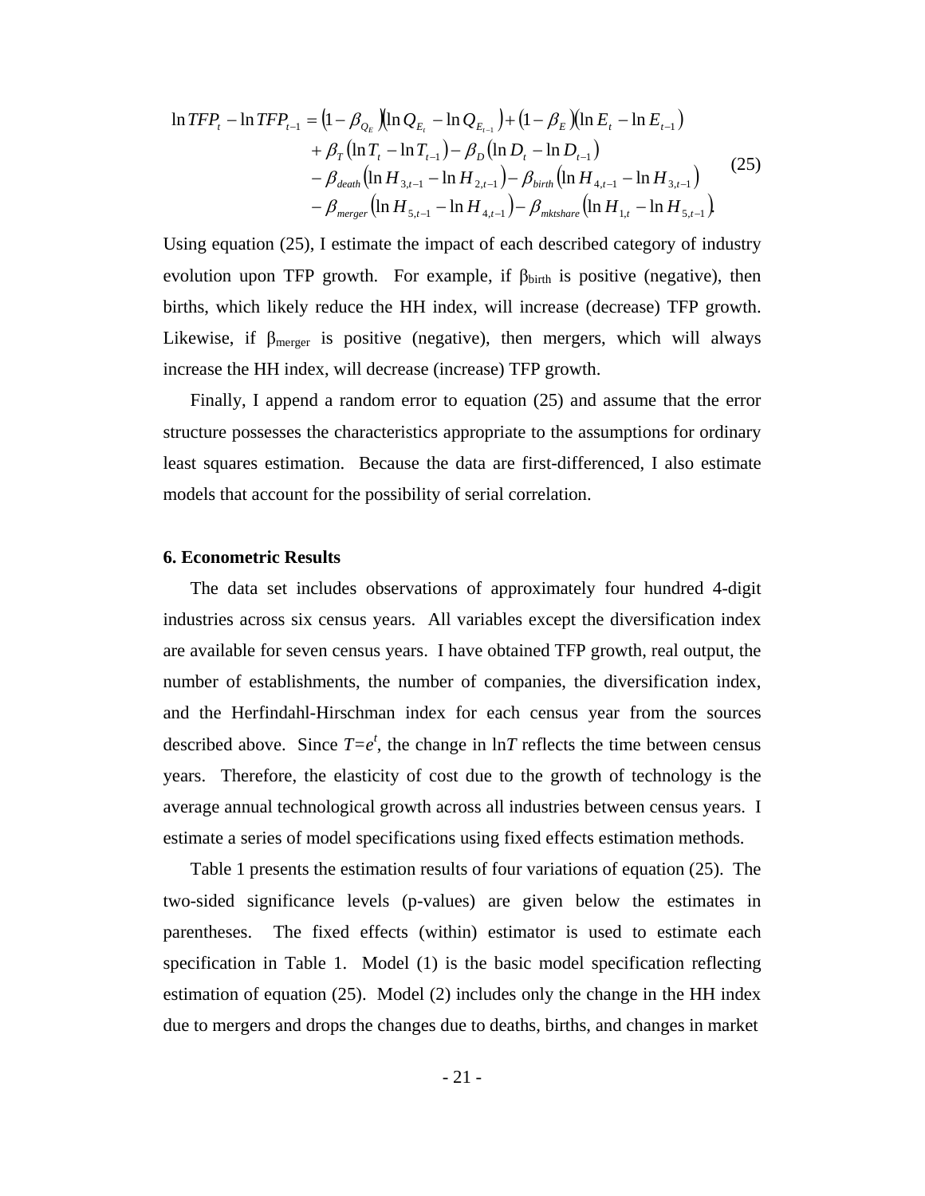$$
\begin{aligned}
\ln TFP_t - \ln TFP_{t-1} = &\left(1-\beta_{Q_E}\right)\left(\ln Q_{E_t} - \ln Q_{E_{t-1}}\right) + \left(1-\beta_E\right)\left(\ln E_t - \ln E_{t-1}\right) \\
&+ \beta_T\left(\ln T_t - \ln T_{t-1}\right) - \beta_D\left(\ln D_t - \ln D_{t-1}\right) \\
&- \beta_{death}\left(\ln H_{3,t-1} - \ln H_{2,t-1}\right) - \beta_{birth}\left(\ln H_{4,t-1} - \ln H_{3,t-1}\right) \\
&- \beta_{merger}\left(\ln H_{5,t-1} - \ln H_{4,t-1}\right) - \beta_{mktshare}\left(\ln H_{1,t} - \ln H_{5,t-1}\right).
\end{aligned}
\tag{25}
$$

Using equation (25), I estimate the impact of each described category of industry evolution upon TFP growth. For example, if $\beta_{birth}$ is positive (negative), then births, which likely reduce the HH index, will increase (decrease) TFP growth. Likewise, if $\beta_{merger}$ is positive (negative), then mergers, which will always increase the HH index, will decrease (increase) TFP growth.

Finally, I append a random error to equation (25) and assume that the error structure possesses the characteristics appropriate to the assumptions for ordinary least squares estimation. Because the data are first-differenced, I also estimate models that account for the possibility of serial correlation.

## 6. Econometric Results

The data set includes observations of approximately four hundred 4-digit industries across six census years. All variables except the diversification index are available for seven census years. I have obtained TFP growth, real output, the number of establishments, the number of companies, the diversification index, and the Herfindahl-Hirschman index for each census year from the sources described above. Since $T=e^t$, the change in ln$T$ reflects the time between census years. Therefore, the elasticity of cost due to the growth of technology is the average annual technological growth across all industries between census years. I estimate a series of model specifications using fixed effects estimation methods.

Table 1 presents the estimation results of four variations of equation (25). The two-sided significance levels (p-values) are given below the estimates in parentheses. The fixed effects (within) estimator is used to estimate each specification in Table 1. Model (1) is the basic model specification reflecting estimation of equation (25). Model (2) includes only the change in the HH index due to mergers and drops the changes due to deaths, births, and changes in market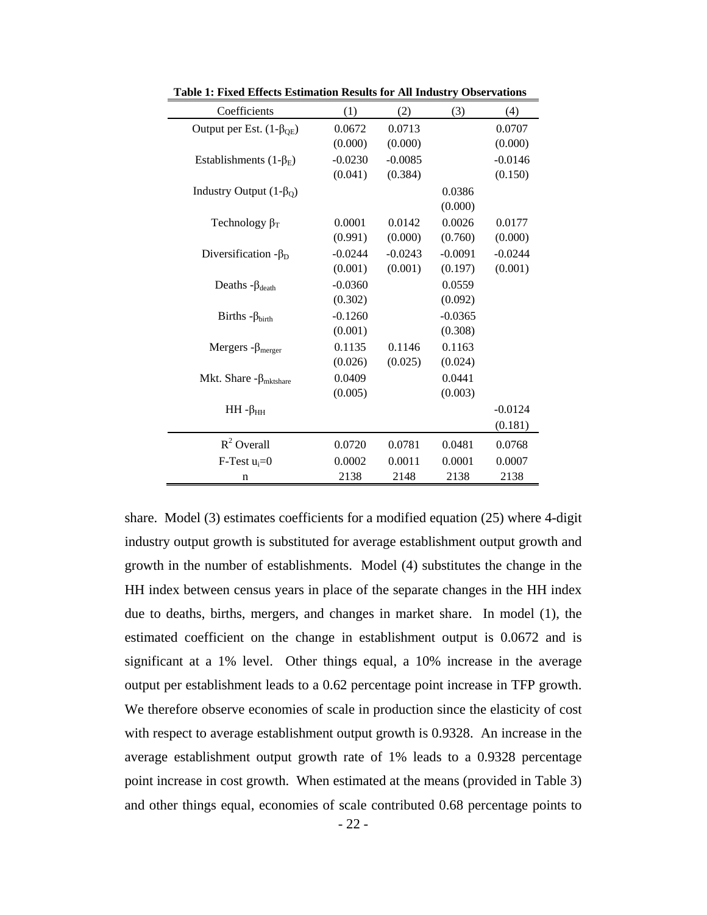**Table 1: Fixed Effects Estimation Results for All Industry Observations**

| Coefficients | (1) | (2) | (3) | (4) |
|---|---|---|---|---|
| Output per Est. $(1-\beta_{QE})$ | 0.0672 | 0.0713 | | 0.0707 |
| | (0.000) | (0.000) | | (0.000) |
| Establishments $(1-\beta_E)$ | -0.0230 | -0.0085 | | -0.0146 |
| | (0.041) | (0.384) | | (0.150) |
| Industry Output $(1-\beta_Q)$ | | | 0.0386 | |
| | | | (0.000) | |
| Technology $\beta_T$ | 0.0001 | 0.0142 | 0.0026 | 0.0177 |
| | (0.991) | (0.000) | (0.760) | (0.000) |
| Diversification $-\beta_D$ | -0.0244 | -0.0243 | -0.0091 | -0.0244 |
| | (0.001) | (0.001) | (0.197) | (0.001) |
| Deaths $-\beta_{death}$ | -0.0360 | | 0.0559 | |
| | (0.302) | | (0.092) | |
| Births $-\beta_{birth}$ | -0.1260 | | -0.0365 | |
| | (0.001) | | (0.308) | |
| Mergers $-\beta_{merger}$ | 0.1135 | 0.1146 | 0.1163 | |
| | (0.026) | (0.025) | (0.024) | |
| Mkt. Share $-\beta_{mktshare}$ | 0.0409 | | 0.0441 | |
| | (0.005) | | (0.003) | |
| HH $-\beta_{HH}$ | | | | -0.0124 |
| | | | | (0.181) |
| $R^2$ Overall | 0.0720 | 0.0781 | 0.0481 | 0.0768 |
| F-Test $u_i=0$ | 0.0002 | 0.0011 | 0.0001 | 0.0007 |
| n | 2138 | 2148 | 2138 | 2138 |

share. Model (3) estimates coefficients for a modified equation (25) where 4-digit industry output growth is substituted for average establishment output growth and growth in the number of establishments. Model (4) substitutes the change in the HH index between census years in place of the separate changes in the HH index due to deaths, births, mergers, and changes in market share. In model (1), the estimated coefficient on the change in establishment output is 0.0672 and is significant at a 1% level. Other things equal, a 10% increase in the average output per establishment leads to a 0.62 percentage point increase in TFP growth. We therefore observe economies of scale in production since the elasticity of cost with respect to average establishment output growth is 0.9328. An increase in the average establishment output growth rate of 1% leads to a 0.9328 percentage point increase in cost growth. When estimated at the means (provided in Table 3) and other things equal, economies of scale contributed 0.68 percentage points to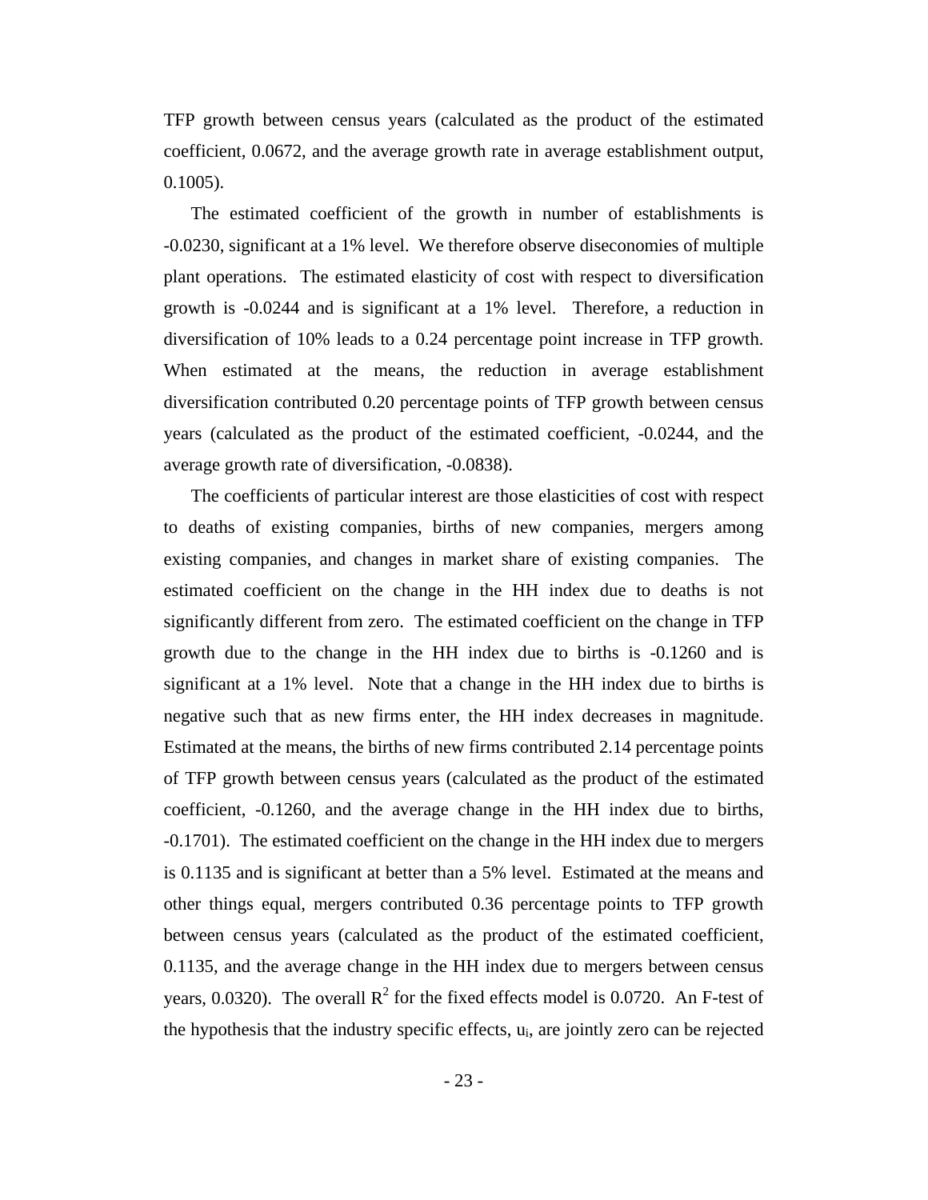TFP growth between census years (calculated as the product of the estimated coefficient, 0.0672, and the average growth rate in average establishment output, 0.1005).

The estimated coefficient of the growth in number of establishments is -0.0230, significant at a 1% level. We therefore observe diseconomies of multiple plant operations. The estimated elasticity of cost with respect to diversification growth is -0.0244 and is significant at a 1% level. Therefore, a reduction in diversification of 10% leads to a 0.24 percentage point increase in TFP growth. When estimated at the means, the reduction in average establishment diversification contributed 0.20 percentage points of TFP growth between census years (calculated as the product of the estimated coefficient, -0.0244, and the average growth rate of diversification, -0.0838).

The coefficients of particular interest are those elasticities of cost with respect to deaths of existing companies, births of new companies, mergers among existing companies, and changes in market share of existing companies. The estimated coefficient on the change in the HH index due to deaths is not significantly different from zero. The estimated coefficient on the change in TFP growth due to the change in the HH index due to births is -0.1260 and is significant at a 1% level. Note that a change in the HH index due to births is negative such that as new firms enter, the HH index decreases in magnitude. Estimated at the means, the births of new firms contributed 2.14 percentage points of TFP growth between census years (calculated as the product of the estimated coefficient, -0.1260, and the average change in the HH index due to births, -0.1701). The estimated coefficient on the change in the HH index due to mergers is 0.1135 and is significant at better than a 5% level. Estimated at the means and other things equal, mergers contributed 0.36 percentage points to TFP growth between census years (calculated as the product of the estimated coefficient, 0.1135, and the average change in the HH index due to mergers between census years, 0.0320). The overall $R^2$ for the fixed effects model is 0.0720. An F-test of the hypothesis that the industry specific effects, $u_i$, are jointly zero can be rejected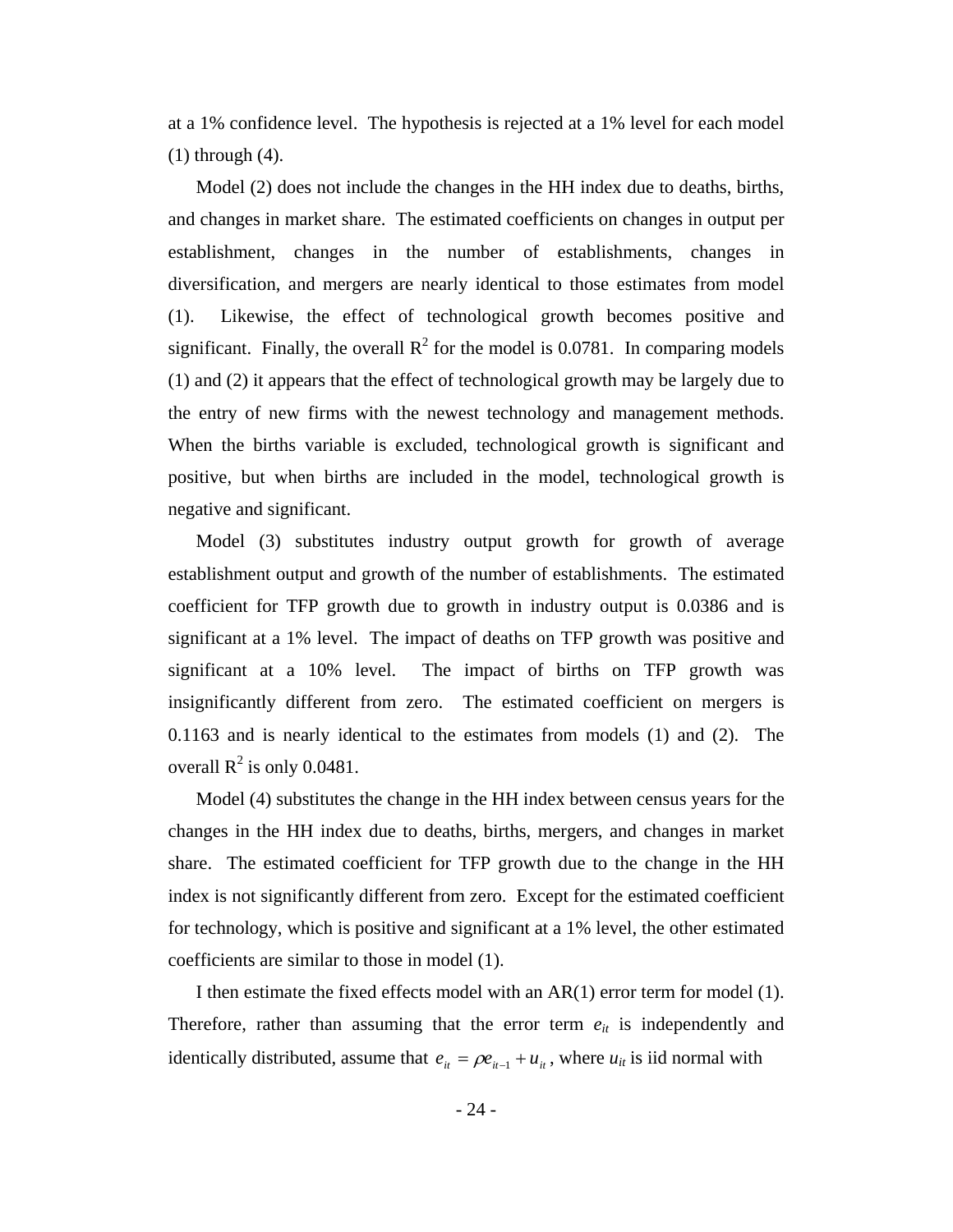at a 1% confidence level. The hypothesis is rejected at a 1% level for each model (1) through (4).

Model (2) does not include the changes in the HH index due to deaths, births, and changes in market share. The estimated coefficients on changes in output per establishment, changes in the number of establishments, changes in diversification, and mergers are nearly identical to those estimates from model (1). Likewise, the effect of technological growth becomes positive and significant. Finally, the overall $R^2$ for the model is 0.0781. In comparing models (1) and (2) it appears that the effect of technological growth may be largely due to the entry of new firms with the newest technology and management methods. When the births variable is excluded, technological growth is significant and positive, but when births are included in the model, technological growth is negative and significant.

Model (3) substitutes industry output growth for growth of average establishment output and growth of the number of establishments. The estimated coefficient for TFP growth due to growth in industry output is 0.0386 and is significant at a 1% level. The impact of deaths on TFP growth was positive and significant at a 10% level. The impact of births on TFP growth was insignificantly different from zero. The estimated coefficient on mergers is 0.1163 and is nearly identical to the estimates from models (1) and (2). The overall $R^2$ is only 0.0481.

Model (4) substitutes the change in the HH index between census years for the changes in the HH index due to deaths, births, mergers, and changes in market share. The estimated coefficient for TFP growth due to the change in the HH index is not significantly different from zero. Except for the estimated coefficient for technology, which is positive and significant at a 1% level, the other estimated coefficients are similar to those in model (1).

I then estimate the fixed effects model with an AR(1) error term for model (1). Therefore, rather than assuming that the error term $e_{it}$ is independently and identically distributed, assume that $e_{it} = \rho e_{it-1} + u_{it}$, where $u_{it}$ is iid normal with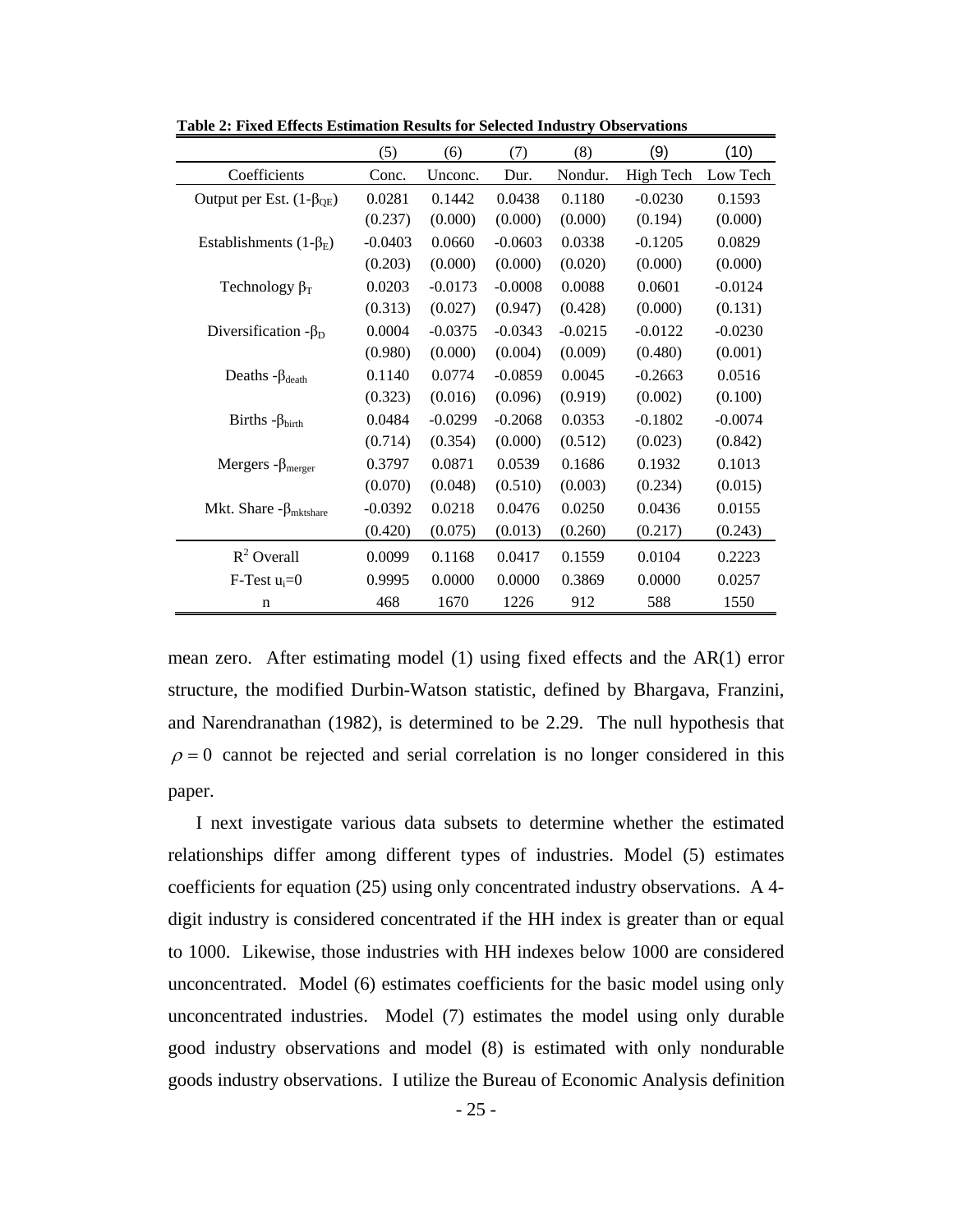**Table 2: Fixed Effects Estimation Results for Selected Industry Observations**

| | (5) | (6) | (7) | (8) | (9) | (10) |
|---|---|---|---|---|---|---|
| Coefficients | Conc. | Unconc. | Dur. | Nondur. | High Tech | Low Tech |
| Output per Est. $(1-\beta_{QE})$ | 0.0281 | 0.1442 | 0.0438 | 0.1180 | -0.0230 | 0.1593 |
| | (0.237) | (0.000) | (0.000) | (0.000) | (0.194) | (0.000) |
| Establishments $(1-\beta_E)$ | -0.0403 | 0.0660 | -0.0603 | 0.0338 | -0.1205 | 0.0829 |
| | (0.203) | (0.000) | (0.000) | (0.020) | (0.000) | (0.000) |
| Technology $\beta_T$ | 0.0203 | -0.0173 | -0.0008 | 0.0088 | 0.0601 | -0.0124 |
| | (0.313) | (0.027) | (0.947) | (0.428) | (0.000) | (0.131) |
| Diversification $-\beta_D$ | 0.0004 | -0.0375 | -0.0343 | -0.0215 | -0.0122 | -0.0230 |
| | (0.980) | (0.000) | (0.004) | (0.009) | (0.480) | (0.001) |
| Deaths $-\beta_{death}$ | 0.1140 | 0.0774 | -0.0859 | 0.0045 | -0.2663 | 0.0516 |
| | (0.323) | (0.016) | (0.096) | (0.919) | (0.002) | (0.100) |
| Births $-\beta_{birth}$ | 0.0484 | -0.0299 | -0.2068 | 0.0353 | -0.1802 | -0.0074 |
| | (0.714) | (0.354) | (0.000) | (0.512) | (0.023) | (0.842) |
| Mergers $-\beta_{merger}$ | 0.3797 | 0.0871 | 0.0539 | 0.1686 | 0.1932 | 0.1013 |
| | (0.070) | (0.048) | (0.510) | (0.003) | (0.234) | (0.015) |
| Mkt. Share $-\beta_{mktshare}$ | -0.0392 | 0.0218 | 0.0476 | 0.0250 | 0.0436 | 0.0155 |
| | (0.420) | (0.075) | (0.013) | (0.260) | (0.217) | (0.243) |
| $R^2$ Overall | 0.0099 | 0.1168 | 0.0417 | 0.1559 | 0.0104 | 0.2223 |
| F-Test $u_i$=0 | 0.9995 | 0.0000 | 0.0000 | 0.3869 | 0.0000 | 0.0257 |
| n | 468 | 1670 | 1226 | 912 | 588 | 1550 |

mean zero. After estimating model (1) using fixed effects and the AR(1) error structure, the modified Durbin-Watson statistic, defined by Bhargava, Franzini, and Narendranathan (1982), is determined to be 2.29. The null hypothesis that $\rho = 0$ cannot be rejected and serial correlation is no longer considered in this paper.

I next investigate various data subsets to determine whether the estimated relationships differ among different types of industries. Model (5) estimates coefficients for equation (25) using only concentrated industry observations. A 4-digit industry is considered concentrated if the HH index is greater than or equal to 1000. Likewise, those industries with HH indexes below 1000 are considered unconcentrated. Model (6) estimates coefficients for the basic model using only unconcentrated industries. Model (7) estimates the model using only durable good industry observations and model (8) is estimated with only nondurable goods industry observations. I utilize the Bureau of Economic Analysis definition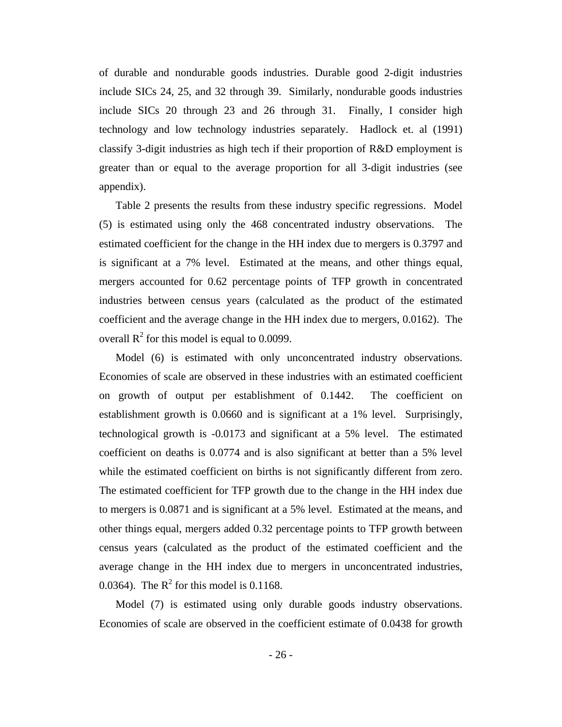of durable and nondurable goods industries. Durable good 2-digit industries include SICs 24, 25, and 32 through 39. Similarly, nondurable goods industries include SICs 20 through 23 and 26 through 31. Finally, I consider high technology and low technology industries separately. Hadlock et. al (1991) classify 3-digit industries as high tech if their proportion of R&D employment is greater than or equal to the average proportion for all 3-digit industries (see appendix).

Table 2 presents the results from these industry specific regressions. Model (5) is estimated using only the 468 concentrated industry observations. The estimated coefficient for the change in the HH index due to mergers is 0.3797 and is significant at a 7% level. Estimated at the means, and other things equal, mergers accounted for 0.62 percentage points of TFP growth in concentrated industries between census years (calculated as the product of the estimated coefficient and the average change in the HH index due to mergers, 0.0162). The overall $R^2$ for this model is equal to 0.0099.

Model (6) is estimated with only unconcentrated industry observations. Economies of scale are observed in these industries with an estimated coefficient on growth of output per establishment of 0.1442. The coefficient on establishment growth is 0.0660 and is significant at a 1% level. Surprisingly, technological growth is -0.0173 and significant at a 5% level. The estimated coefficient on deaths is 0.0774 and is also significant at better than a 5% level while the estimated coefficient on births is not significantly different from zero. The estimated coefficient for TFP growth due to the change in the HH index due to mergers is 0.0871 and is significant at a 5% level. Estimated at the means, and other things equal, mergers added 0.32 percentage points to TFP growth between census years (calculated as the product of the estimated coefficient and the average change in the HH index due to mergers in unconcentrated industries, 0.0364). The $R^2$ for this model is 0.1168.

Model (7) is estimated using only durable goods industry observations. Economies of scale are observed in the coefficient estimate of 0.0438 for growth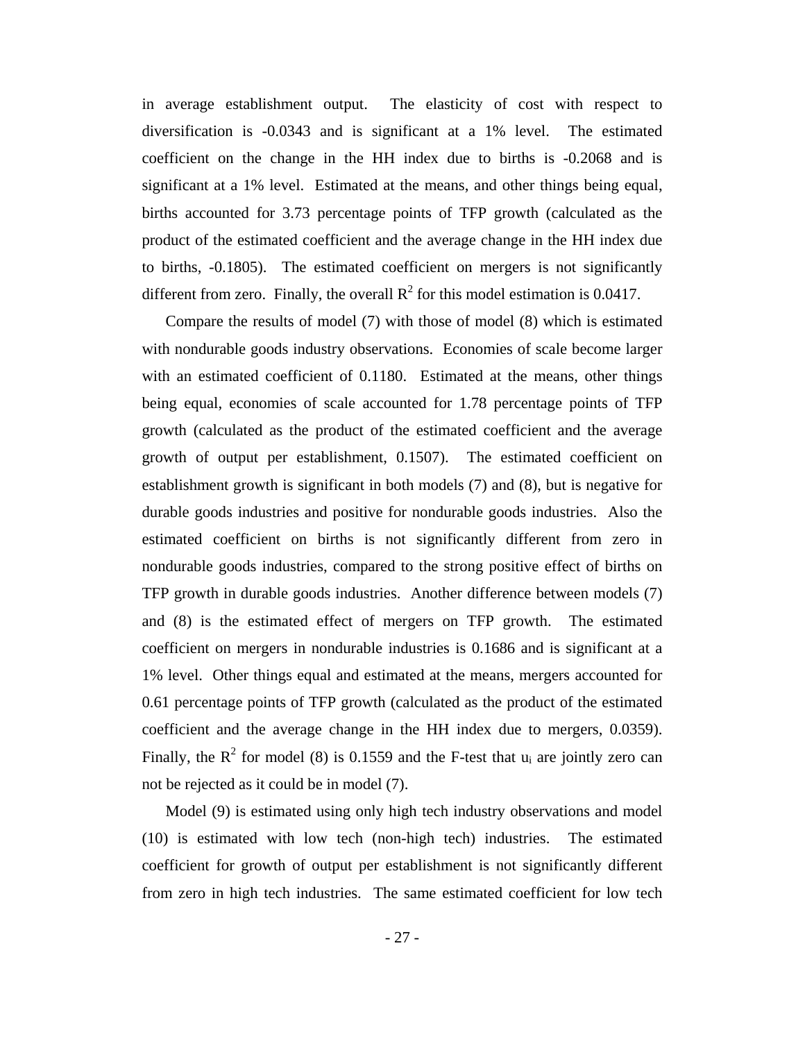in average establishment output. The elasticity of cost with respect to diversification is -0.0343 and is significant at a 1% level. The estimated coefficient on the change in the HH index due to births is -0.2068 and is significant at a 1% level. Estimated at the means, and other things being equal, births accounted for 3.73 percentage points of TFP growth (calculated as the product of the estimated coefficient and the average change in the HH index due to births, -0.1805). The estimated coefficient on mergers is not significantly different from zero. Finally, the overall $R^2$ for this model estimation is 0.0417.

Compare the results of model (7) with those of model (8) which is estimated with nondurable goods industry observations. Economies of scale become larger with an estimated coefficient of 0.1180. Estimated at the means, other things being equal, economies of scale accounted for 1.78 percentage points of TFP growth (calculated as the product of the estimated coefficient and the average growth of output per establishment, 0.1507). The estimated coefficient on establishment growth is significant in both models (7) and (8), but is negative for durable goods industries and positive for nondurable goods industries. Also the estimated coefficient on births is not significantly different from zero in nondurable goods industries, compared to the strong positive effect of births on TFP growth in durable goods industries. Another difference between models (7) and (8) is the estimated effect of mergers on TFP growth. The estimated coefficient on mergers in nondurable industries is 0.1686 and is significant at a 1% level. Other things equal and estimated at the means, mergers accounted for 0.61 percentage points of TFP growth (calculated as the product of the estimated coefficient and the average change in the HH index due to mergers, 0.0359). Finally, the $R^2$ for model (8) is 0.1559 and the F-test that $u_i$ are jointly zero can not be rejected as it could be in model (7).

Model (9) is estimated using only high tech industry observations and model (10) is estimated with low tech (non-high tech) industries. The estimated coefficient for growth of output per establishment is not significantly different from zero in high tech industries. The same estimated coefficient for low tech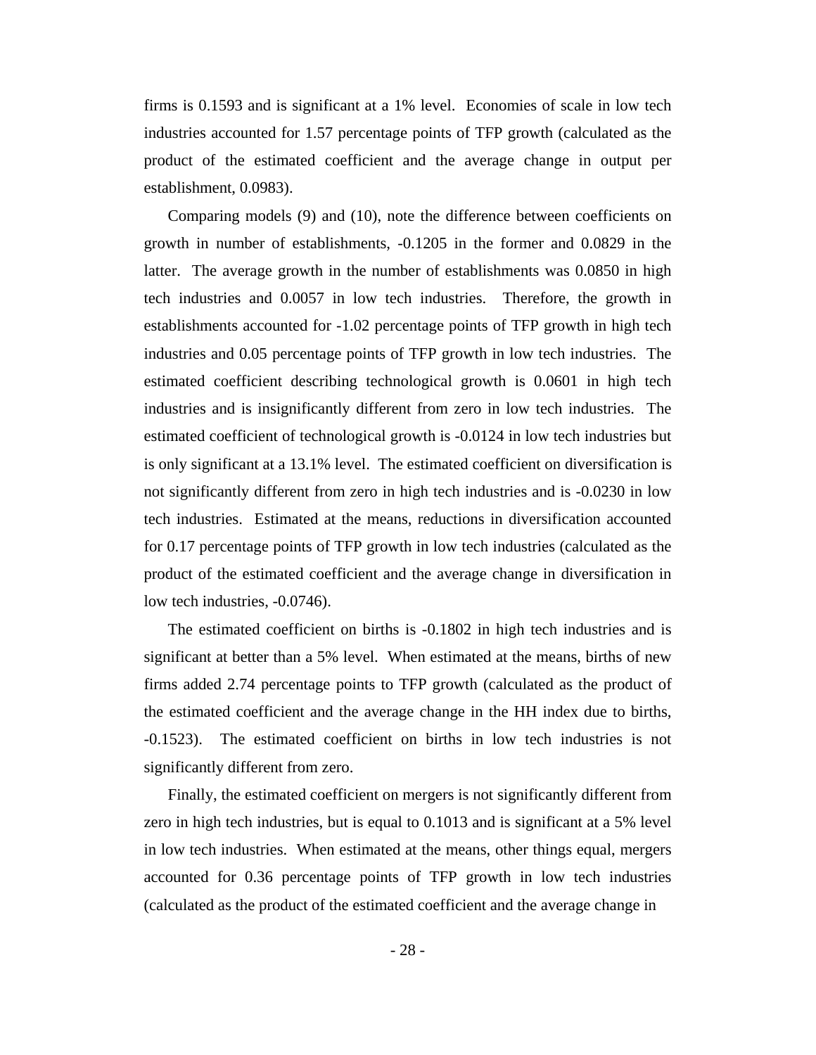firms is 0.1593 and is significant at a 1% level. Economies of scale in low tech industries accounted for 1.57 percentage points of TFP growth (calculated as the product of the estimated coefficient and the average change in output per establishment, 0.0983).

Comparing models (9) and (10), note the difference between coefficients on growth in number of establishments, -0.1205 in the former and 0.0829 in the latter. The average growth in the number of establishments was 0.0850 in high tech industries and 0.0057 in low tech industries. Therefore, the growth in establishments accounted for -1.02 percentage points of TFP growth in high tech industries and 0.05 percentage points of TFP growth in low tech industries. The estimated coefficient describing technological growth is 0.0601 in high tech industries and is insignificantly different from zero in low tech industries. The estimated coefficient of technological growth is -0.0124 in low tech industries but is only significant at a 13.1% level. The estimated coefficient on diversification is not significantly different from zero in high tech industries and is -0.0230 in low tech industries. Estimated at the means, reductions in diversification accounted for 0.17 percentage points of TFP growth in low tech industries (calculated as the product of the estimated coefficient and the average change in diversification in low tech industries, -0.0746).

The estimated coefficient on births is -0.1802 in high tech industries and is significant at better than a 5% level. When estimated at the means, births of new firms added 2.74 percentage points to TFP growth (calculated as the product of the estimated coefficient and the average change in the HH index due to births, -0.1523). The estimated coefficient on births in low tech industries is not significantly different from zero.

Finally, the estimated coefficient on mergers is not significantly different from zero in high tech industries, but is equal to 0.1013 and is significant at a 5% level in low tech industries. When estimated at the means, other things equal, mergers accounted for 0.36 percentage points of TFP growth in low tech industries (calculated as the product of the estimated coefficient and the average change in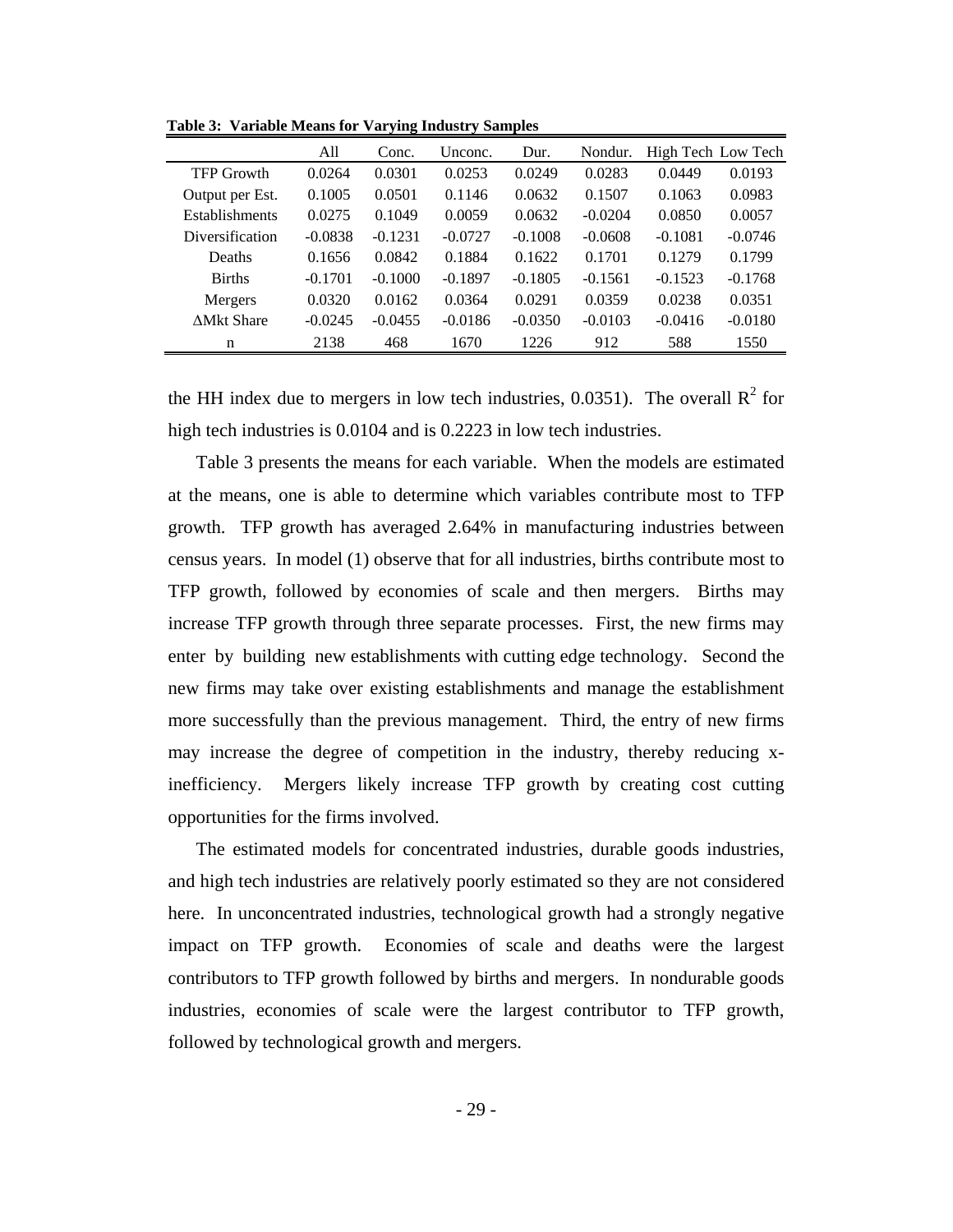**Table 3: Variable Means for Varying Industry Samples**

| | All | Conc. | Unconc. | Dur. | Nondur. | High Tech | Low Tech |
|---|---|---|---|---|---|---|---|
| TFP Growth | 0.0264 | 0.0301 | 0.0253 | 0.0249 | 0.0283 | 0.0449 | 0.0193 |
| Output per Est. | 0.1005 | 0.0501 | 0.1146 | 0.0632 | 0.1507 | 0.1063 | 0.0983 |
| Establishments | 0.0275 | 0.1049 | 0.0059 | 0.0632 | -0.0204 | 0.0850 | 0.0057 |
| Diversification | -0.0838 | -0.1231 | -0.0727 | -0.1008 | -0.0608 | -0.1081 | -0.0746 |
| Deaths | 0.1656 | 0.0842 | 0.1884 | 0.1622 | 0.1701 | 0.1279 | 0.1799 |
| Births | -0.1701 | -0.1000 | -0.1897 | -0.1805 | -0.1561 | -0.1523 | -0.1768 |
| Mergers | 0.0320 | 0.0162 | 0.0364 | 0.0291 | 0.0359 | 0.0238 | 0.0351 |
| ΔMkt Share | -0.0245 | -0.0455 | -0.0186 | -0.0350 | -0.0103 | -0.0416 | -0.0180 |
| n | 2138 | 468 | 1670 | 1226 | 912 | 588 | 1550 |

the HH index due to mergers in low tech industries, 0.0351). The overall $R^2$ for high tech industries is 0.0104 and is 0.2223 in low tech industries.

Table 3 presents the means for each variable. When the models are estimated at the means, one is able to determine which variables contribute most to TFP growth. TFP growth has averaged 2.64% in manufacturing industries between census years. In model (1) observe that for all industries, births contribute most to TFP growth, followed by economies of scale and then mergers. Births may increase TFP growth through three separate processes. First, the new firms may enter by building new establishments with cutting edge technology. Second the new firms may take over existing establishments and manage the establishment more successfully than the previous management. Third, the entry of new firms may increase the degree of competition in the industry, thereby reducing x-inefficiency. Mergers likely increase TFP growth by creating cost cutting opportunities for the firms involved.

The estimated models for concentrated industries, durable goods industries, and high tech industries are relatively poorly estimated so they are not considered here. In unconcentrated industries, technological growth had a strongly negative impact on TFP growth. Economies of scale and deaths were the largest contributors to TFP growth followed by births and mergers. In nondurable goods industries, economies of scale were the largest contributor to TFP growth, followed by technological growth and mergers.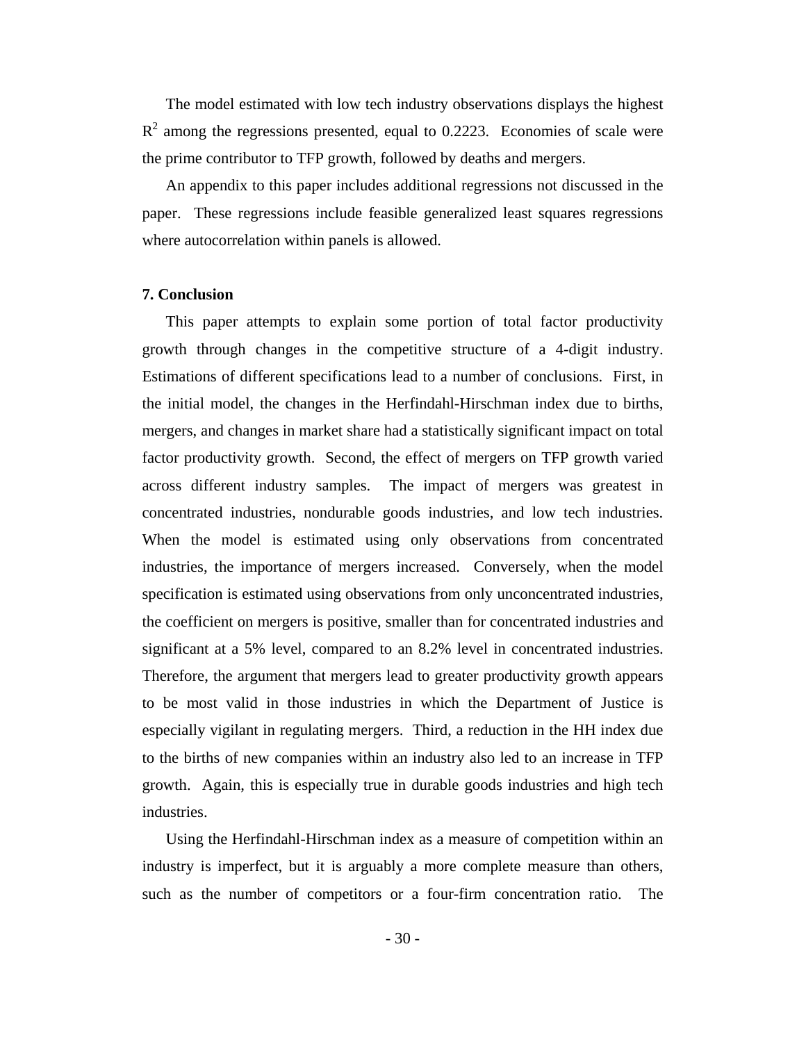The model estimated with low tech industry observations displays the highest $R^2$ among the regressions presented, equal to 0.2223. Economies of scale were the prime contributor to TFP growth, followed by deaths and mergers.

An appendix to this paper includes additional regressions not discussed in the paper. These regressions include feasible generalized least squares regressions where autocorrelation within panels is allowed.

## 7. Conclusion

This paper attempts to explain some portion of total factor productivity growth through changes in the competitive structure of a 4-digit industry. Estimations of different specifications lead to a number of conclusions. First, in the initial model, the changes in the Herfindahl-Hirschman index due to births, mergers, and changes in market share had a statistically significant impact on total factor productivity growth. Second, the effect of mergers on TFP growth varied across different industry samples. The impact of mergers was greatest in concentrated industries, nondurable goods industries, and low tech industries. When the model is estimated using only observations from concentrated industries, the importance of mergers increased. Conversely, when the model specification is estimated using observations from only unconcentrated industries, the coefficient on mergers is positive, smaller than for concentrated industries and significant at a 5% level, compared to an 8.2% level in concentrated industries. Therefore, the argument that mergers lead to greater productivity growth appears to be most valid in those industries in which the Department of Justice is especially vigilant in regulating mergers. Third, a reduction in the HH index due to the births of new companies within an industry also led to an increase in TFP growth. Again, this is especially true in durable goods industries and high tech industries.

Using the Herfindahl-Hirschman index as a measure of competition within an industry is imperfect, but it is arguably a more complete measure than others, such as the number of competitors or a four-firm concentration ratio. The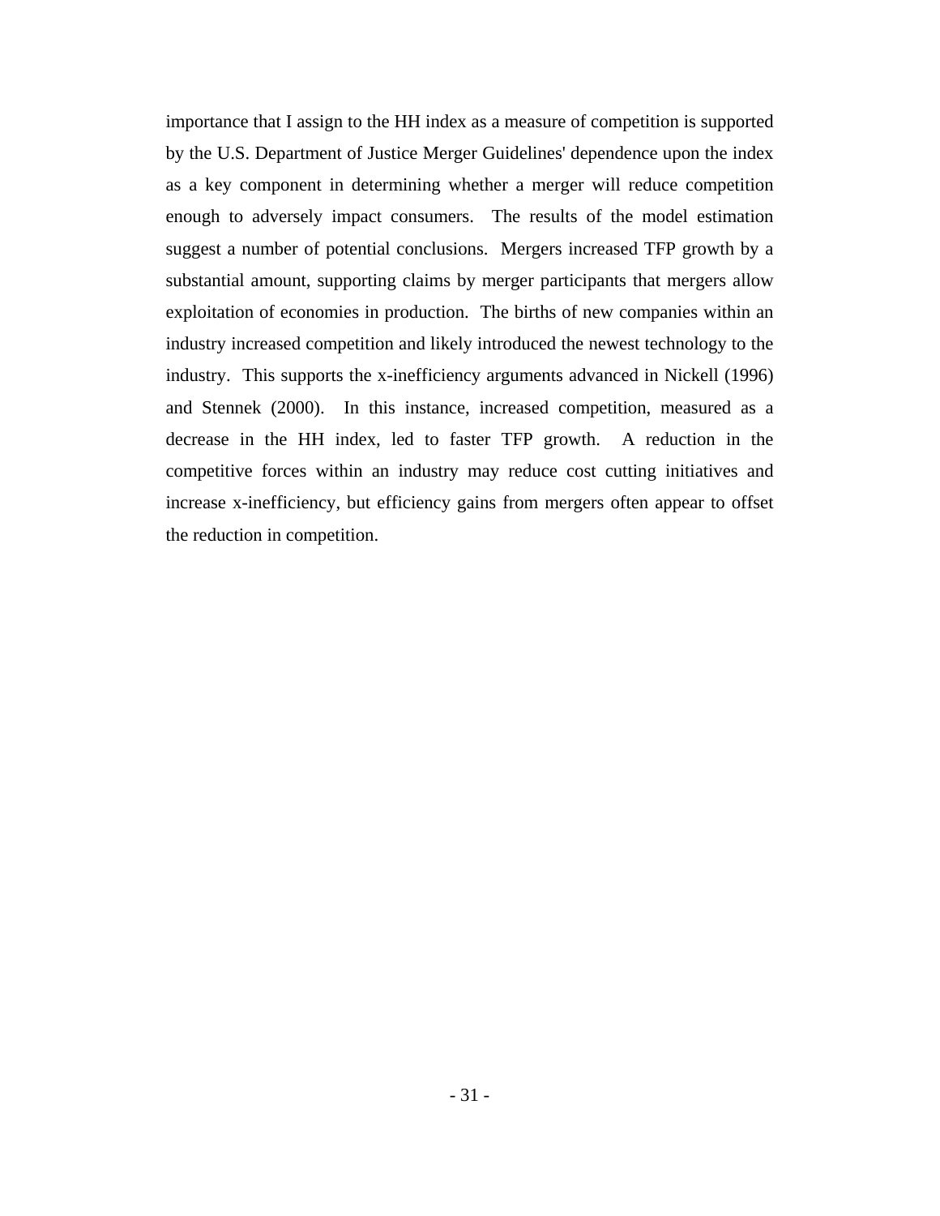importance that I assign to the HH index as a measure of competition is supported by the U.S. Department of Justice Merger Guidelines' dependence upon the index as a key component in determining whether a merger will reduce competition enough to adversely impact consumers. The results of the model estimation suggest a number of potential conclusions. Mergers increased TFP growth by a substantial amount, supporting claims by merger participants that mergers allow exploitation of economies in production. The births of new companies within an industry increased competition and likely introduced the newest technology to the industry. This supports the x-inefficiency arguments advanced in Nickell (1996) and Stennek (2000). In this instance, increased competition, measured as a decrease in the HH index, led to faster TFP growth. A reduction in the competitive forces within an industry may reduce cost cutting initiatives and increase x-inefficiency, but efficiency gains from mergers often appear to offset the reduction in competition.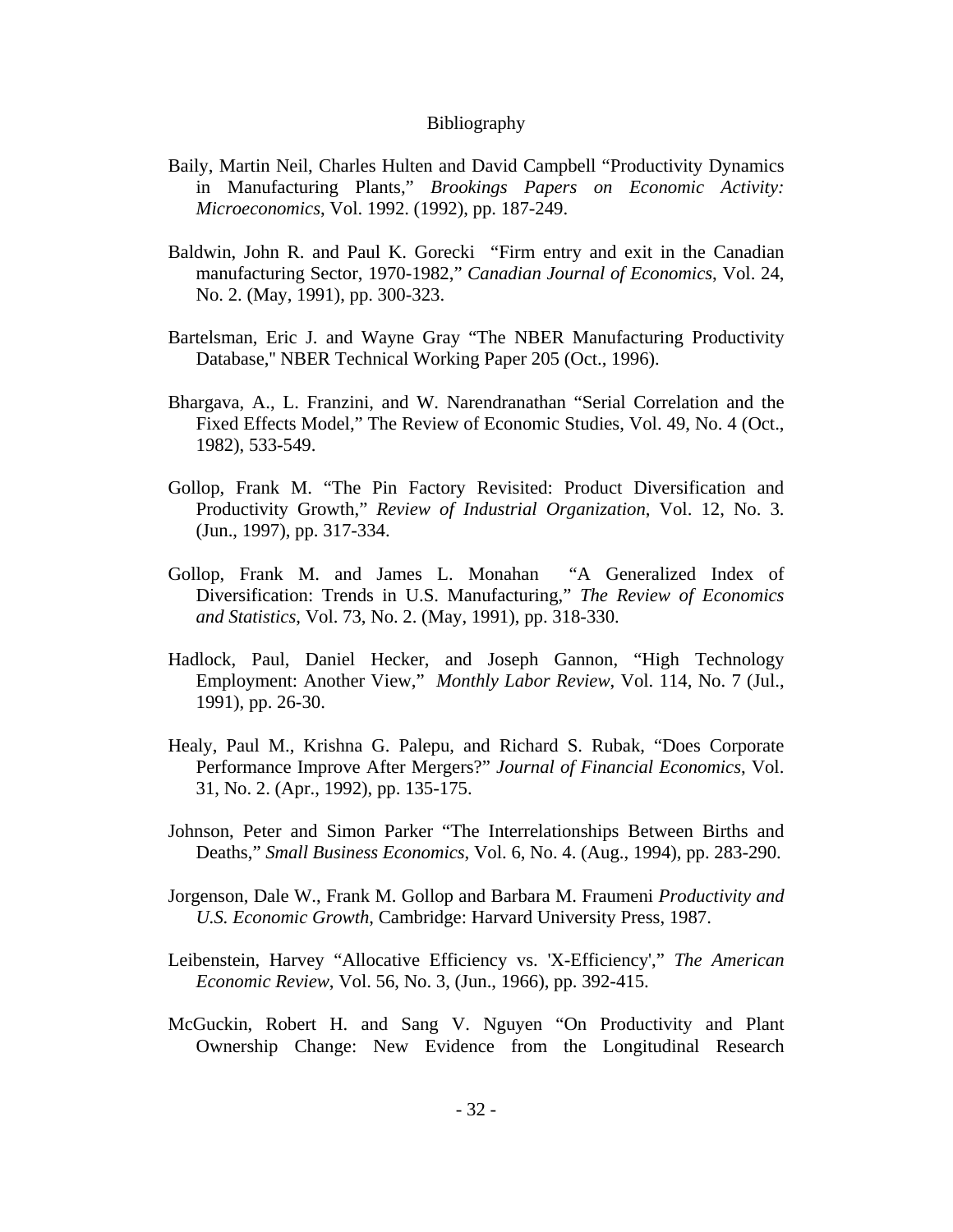# Bibliography

Baily, Martin Neil, Charles Hulten and David Campbell “Productivity Dynamics in Manufacturing Plants,” *Brookings Papers on Economic Activity: Microeconomics*, Vol. 1992. (1992), pp. 187-249.

Baldwin, John R. and Paul K. Gorecki “Firm entry and exit in the Canadian manufacturing Sector, 1970-1982,” *Canadian Journal of Economics*, Vol. 24, No. 2. (May, 1991), pp. 300-323.

Bartelsman, Eric J. and Wayne Gray “The NBER Manufacturing Productivity Database," NBER Technical Working Paper 205 (Oct., 1996).

Bhargava, A., L. Franzini, and W. Narendranathan “Serial Correlation and the Fixed Effects Model,” The Review of Economic Studies, Vol. 49, No. 4 (Oct., 1982), 533-549.

Gollop, Frank M. “The Pin Factory Revisited: Product Diversification and Productivity Growth,” *Review of Industrial Organization*, Vol. 12, No. 3. (Jun., 1997), pp. 317-334.

Gollop, Frank M. and James L. Monahan “A Generalized Index of Diversification: Trends in U.S. Manufacturing,” *The Review of Economics and Statistics*, Vol. 73, No. 2. (May, 1991), pp. 318-330.

Hadlock, Paul, Daniel Hecker, and Joseph Gannon, “High Technology Employment: Another View,” *Monthly Labor Review*, Vol. 114, No. 7 (Jul., 1991), pp. 26-30.

Healy, Paul M., Krishna G. Palepu, and Richard S. Rubak, “Does Corporate Performance Improve After Mergers?” *Journal of Financial Economics*, Vol. 31, No. 2. (Apr., 1992), pp. 135-175.

Johnson, Peter and Simon Parker “The Interrelationships Between Births and Deaths,” *Small Business Economics*, Vol. 6, No. 4. (Aug., 1994), pp. 283-290.

Jorgenson, Dale W., Frank M. Gollop and Barbara M. Fraumeni *Productivity and U.S. Economic Growth*, Cambridge: Harvard University Press, 1987.

Leibenstein, Harvey “Allocative Efficiency vs. 'X-Efficiency',” *The American Economic Review*, Vol. 56, No. 3, (Jun., 1966), pp. 392-415.

McGuckin, Robert H. and Sang V. Nguyen “On Productivity and Plant Ownership Change: New Evidence from the Longitudinal Research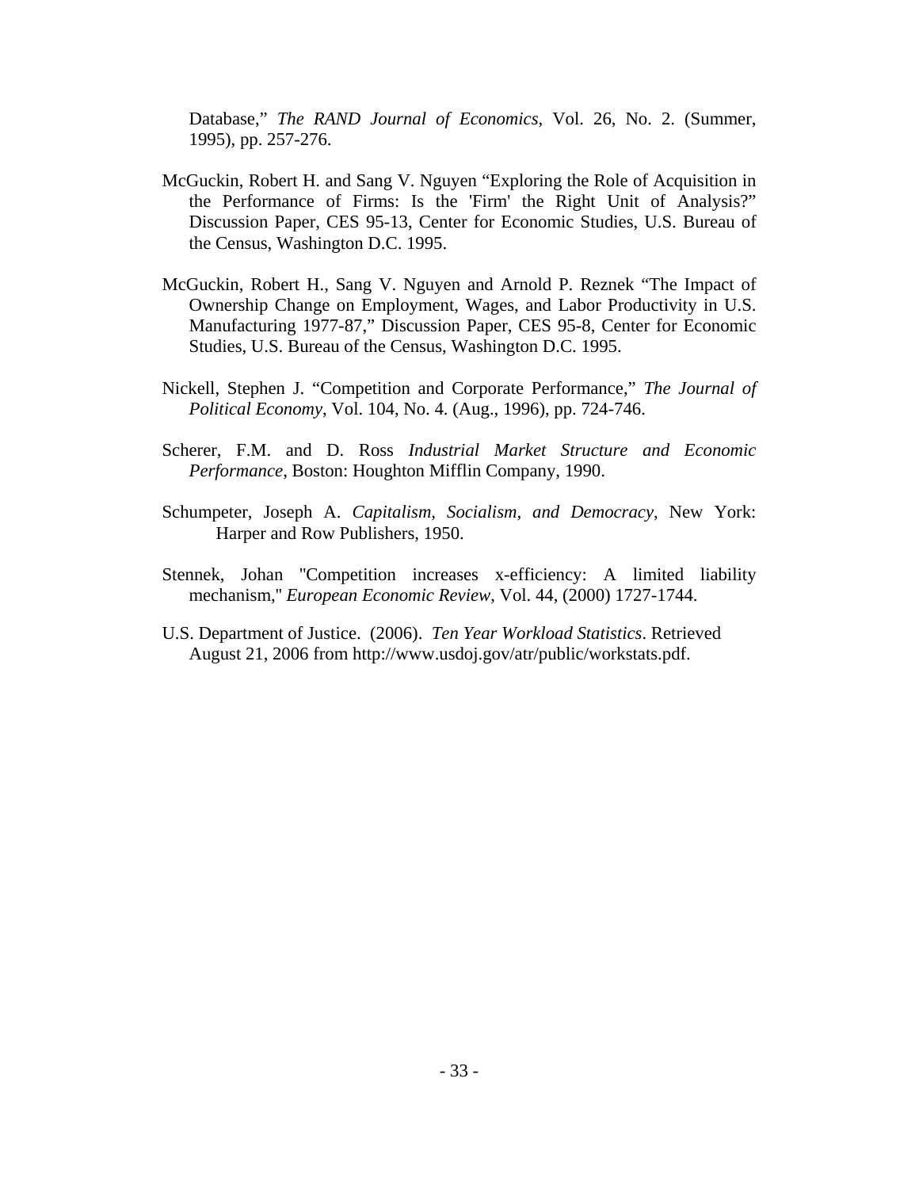Database," *The RAND Journal of Economics*, Vol. 26, No. 2. (Summer, 1995), pp. 257-276.

McGuckin, Robert H. and Sang V. Nguyen "Exploring the Role of Acquisition in the Performance of Firms: Is the 'Firm' the Right Unit of Analysis?" Discussion Paper, CES 95-13, Center for Economic Studies, U.S. Bureau of the Census, Washington D.C. 1995.

McGuckin, Robert H., Sang V. Nguyen and Arnold P. Reznek "The Impact of Ownership Change on Employment, Wages, and Labor Productivity in U.S. Manufacturing 1977-87," Discussion Paper, CES 95-8, Center for Economic Studies, U.S. Bureau of the Census, Washington D.C. 1995.

Nickell, Stephen J. "Competition and Corporate Performance," *The Journal of Political Economy*, Vol. 104, No. 4. (Aug., 1996), pp. 724-746.

Scherer, F.M. and D. Ross *Industrial Market Structure and Economic Performance*, Boston: Houghton Mifflin Company, 1990.

Schumpeter, Joseph A. *Capitalism, Socialism, and Democracy*, New York: Harper and Row Publishers, 1950.

Stennek, Johan "Competition increases x-efficiency: A limited liability mechanism," *European Economic Review*, Vol. 44, (2000) 1727-1744.

U.S. Department of Justice. (2006). *Ten Year Workload Statistics*. Retrieved August 21, 2006 from http://www.usdoj.gov/atr/public/workstats.pdf.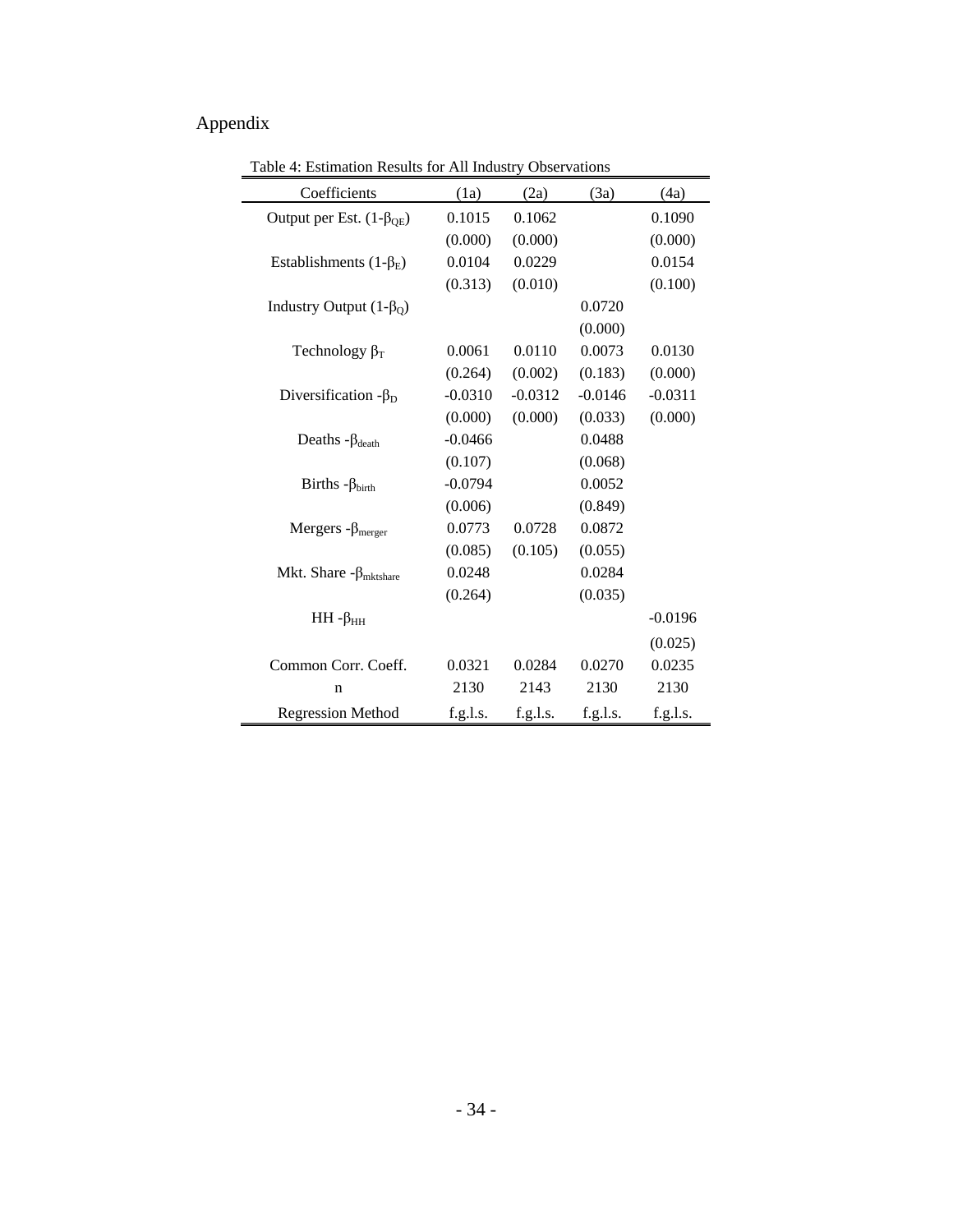# Appendix

Table 4: Estimation Results for All Industry Observations

| Coefficients | (1a) | (2a) | (3a) | (4a) |
|---|---|---|---|---|
| Output per Est. $(1-\beta_{QE})$ | 0.1015 | 0.1062 | | 0.1090 |
| | (0.000) | (0.000) | | (0.000) |
| Establishments $(1-\beta_E)$ | 0.0104 | 0.0229 | | 0.0154 |
| | (0.313) | (0.010) | | (0.100) |
| Industry Output $(1-\beta_Q)$ | | | 0.0720 | |
| | | | (0.000) | |
| Technology $\beta_T$ | 0.0061 | 0.0110 | 0.0073 | 0.0130 |
| | (0.264) | (0.002) | (0.183) | (0.000) |
| Diversification $-\beta_D$ | -0.0310 | -0.0312 | -0.0146 | -0.0311 |
| | (0.000) | (0.000) | (0.033) | (0.000) |
| Deaths $-\beta_{death}$ | -0.0466 | | 0.0488 | |
| | (0.107) | | (0.068) | |
| Births $-\beta_{birth}$ | -0.0794 | | 0.0052 | |
| | (0.006) | | (0.849) | |
| Mergers $-\beta_{merger}$ | 0.0773 | 0.0728 | 0.0872 | |
| | (0.085) | (0.105) | (0.055) | |
| Mkt. Share $-\beta_{mktshare}$ | 0.0248 | | 0.0284 | |
| | (0.264) | | (0.035) | |
| HH $-\beta_{HH}$ | | | | -0.0196 |
| | | | | (0.025) |
| Common Corr. Coeff. | 0.0321 | 0.0284 | 0.0270 | 0.0235 |
| n | 2130 | 2143 | 2130 | 2130 |
| Regression Method | f.g.l.s. | f.g.l.s. | f.g.l.s. | f.g.l.s. |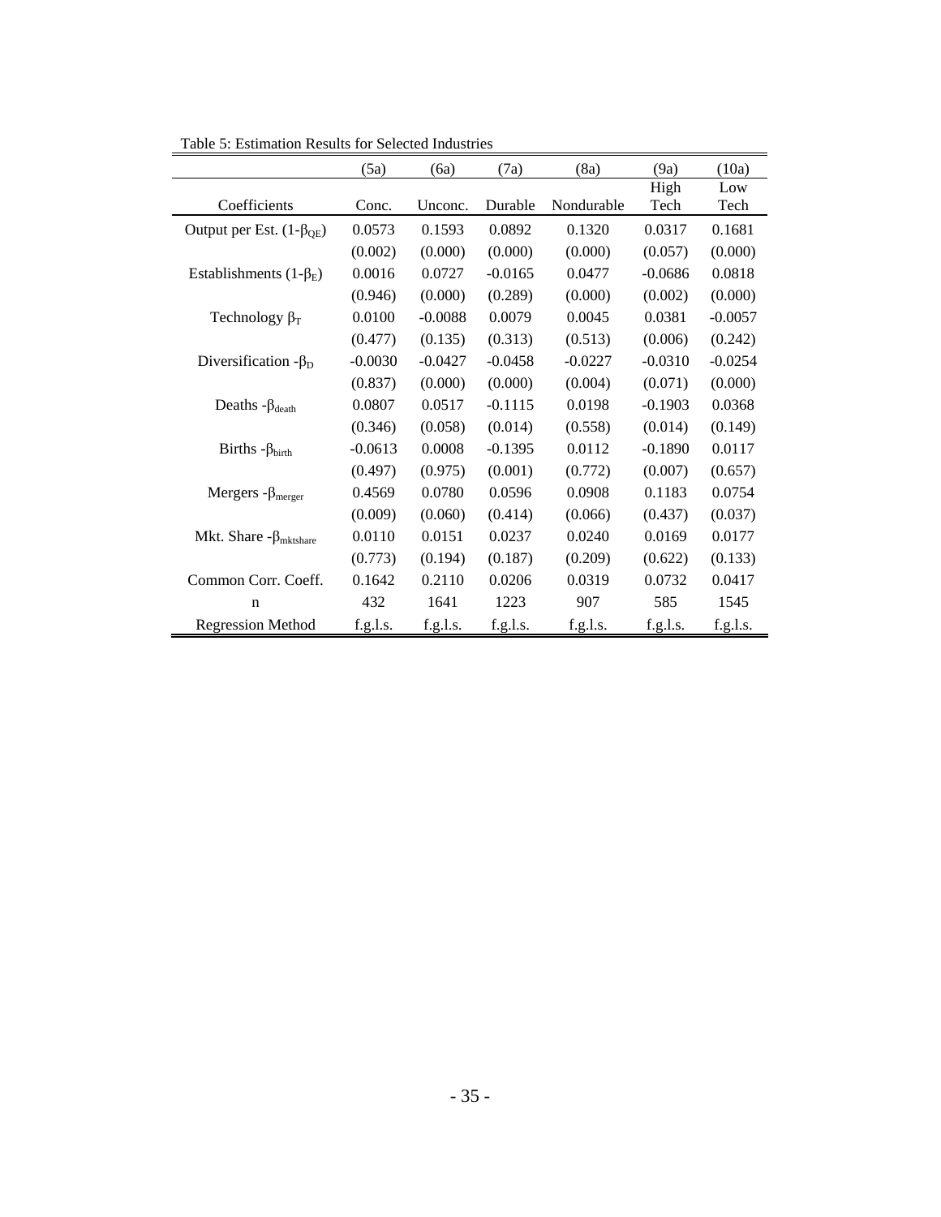Table 5: Estimation Results for Selected Industries

| Coefficients | (5a) Conc. | (6a) Unconc. | (7a) Durable | (8a) Nondurable | (9a) High Tech | (10a) Low Tech |
|---|---|---|---|---|---|---|
| Output per Est. $(1-\beta_{QE})$ | 0.0573 | 0.1593 | 0.0892 | 0.1320 | 0.0317 | 0.1681 |
| | (0.002) | (0.000) | (0.000) | (0.000) | (0.057) | (0.000) |
| Establishments $(1-\beta_E)$ | 0.0016 | 0.0727 | -0.0165 | 0.0477 | -0.0686 | 0.0818 |
| | (0.946) | (0.000) | (0.289) | (0.000) | (0.002) | (0.000) |
| Technology $\beta_T$ | 0.0100 | -0.0088 | 0.0079 | 0.0045 | 0.0381 | -0.0057 |
| | (0.477) | (0.135) | (0.313) | (0.513) | (0.006) | (0.242) |
| Diversification $-\beta_D$ | -0.0030 | -0.0427 | -0.0458 | -0.0227 | -0.0310 | -0.0254 |
| | (0.837) | (0.000) | (0.000) | (0.004) | (0.071) | (0.000) |
| Deaths $-\beta_{death}$ | 0.0807 | 0.0517 | -0.1115 | 0.0198 | -0.1903 | 0.0368 |
| | (0.346) | (0.058) | (0.014) | (0.558) | (0.014) | (0.149) |
| Births $-\beta_{birth}$ | -0.0613 | 0.0008 | -0.1395 | 0.0112 | -0.1890 | 0.0117 |
| | (0.497) | (0.975) | (0.001) | (0.772) | (0.007) | (0.657) |
| Mergers $-\beta_{merger}$ | 0.4569 | 0.0780 | 0.0596 | 0.0908 | 0.1183 | 0.0754 |
| | (0.009) | (0.060) | (0.414) | (0.066) | (0.437) | (0.037) |
| Mkt. Share $-\beta_{mktshare}$ | 0.0110 | 0.0151 | 0.0237 | 0.0240 | 0.0169 | 0.0177 |
| | (0.773) | (0.194) | (0.187) | (0.209) | (0.622) | (0.133) |
| Common Corr. Coeff. | 0.1642 | 0.2110 | 0.0206 | 0.0319 | 0.0732 | 0.0417 |
| n | 432 | 1641 | 1223 | 907 | 585 | 1545 |
| Regression Method | f.g.l.s. | f.g.l.s. | f.g.l.s. | f.g.l.s. | f.g.l.s. | f.g.l.s. |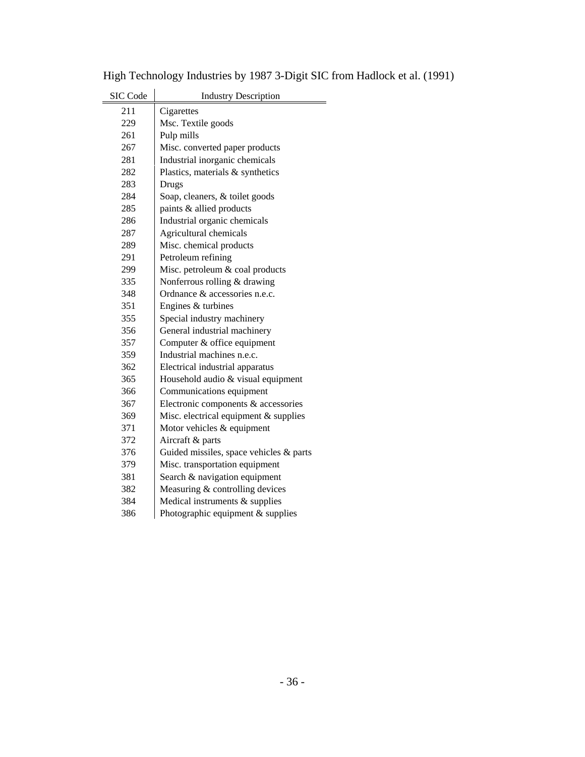High Technology Industries by 1987 3-Digit SIC from Hadlock et al. (1991)

| SIC Code | Industry Description |
|---|---|
| 211 | Cigarettes |
| 229 | Msc. Textile goods |
| 261 | Pulp mills |
| 267 | Misc. converted paper products |
| 281 | Industrial inorganic chemicals |
| 282 | Plastics, materials & synthetics |
| 283 | Drugs |
| 284 | Soap, cleaners, & toilet goods |
| 285 | paints & allied products |
| 286 | Industrial organic chemicals |
| 287 | Agricultural chemicals |
| 289 | Misc. chemical products |
| 291 | Petroleum refining |
| 299 | Misc. petroleum & coal products |
| 335 | Nonferrous rolling & drawing |
| 348 | Ordnance & accessories n.e.c. |
| 351 | Engines & turbines |
| 355 | Special industry machinery |
| 356 | General industrial machinery |
| 357 | Computer & office equipment |
| 359 | Industrial machines n.e.c. |
| 362 | Electrical industrial apparatus |
| 365 | Household audio & visual equipment |
| 366 | Communications equipment |
| 367 | Electronic components & accessories |
| 369 | Misc. electrical equipment & supplies |
| 371 | Motor vehicles & equipment |
| 372 | Aircraft & parts |
| 376 | Guided missiles, space vehicles & parts |
| 379 | Misc. transportation equipment |
| 381 | Search & navigation equipment |
| 382 | Measuring & controlling devices |
| 384 | Medical instruments & supplies |
| 386 | Photographic equipment & supplies |